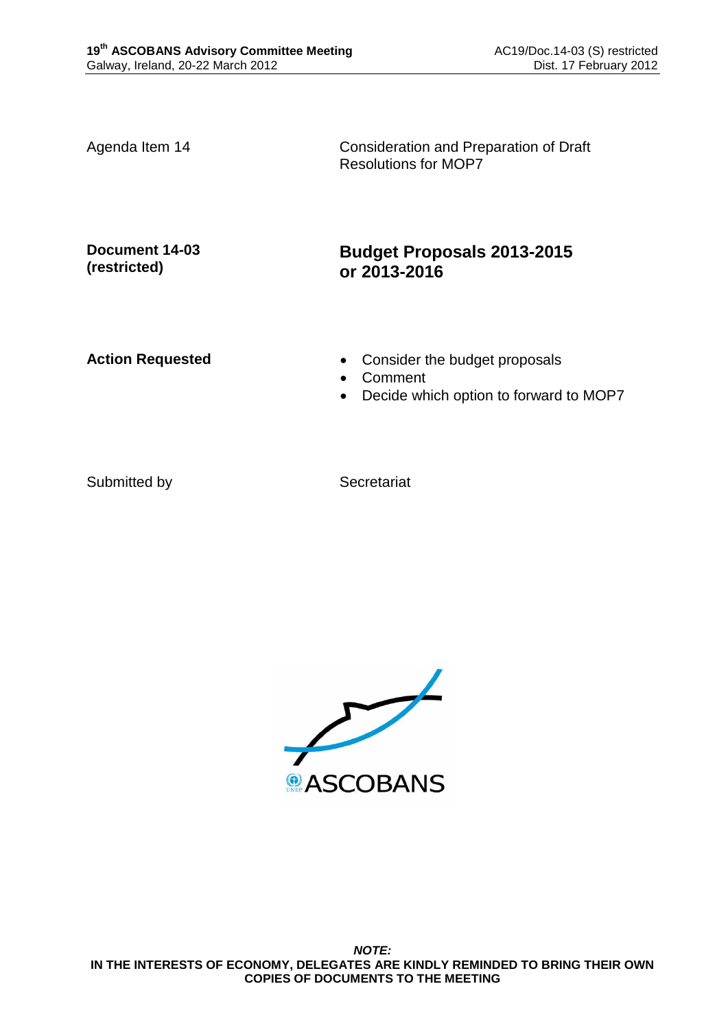Agenda Item 14 — Consideration and Preparation of Draft Resolutions for MOP7

**Document 14-03 (restricted)**

## Budget Proposals 2013-2015 or 2013-2016

**Action Requested**

- Consider the budget proposals
- Comment
- Decide which option to forward to MOP7

Submitted by — Secretariat

***NOTE:***
**IN THE INTERESTS OF ECONOMY, DELEGATES ARE KINDLY REMINDED TO BRING THEIR OWN COPIES OF DOCUMENTS TO THE MEETING**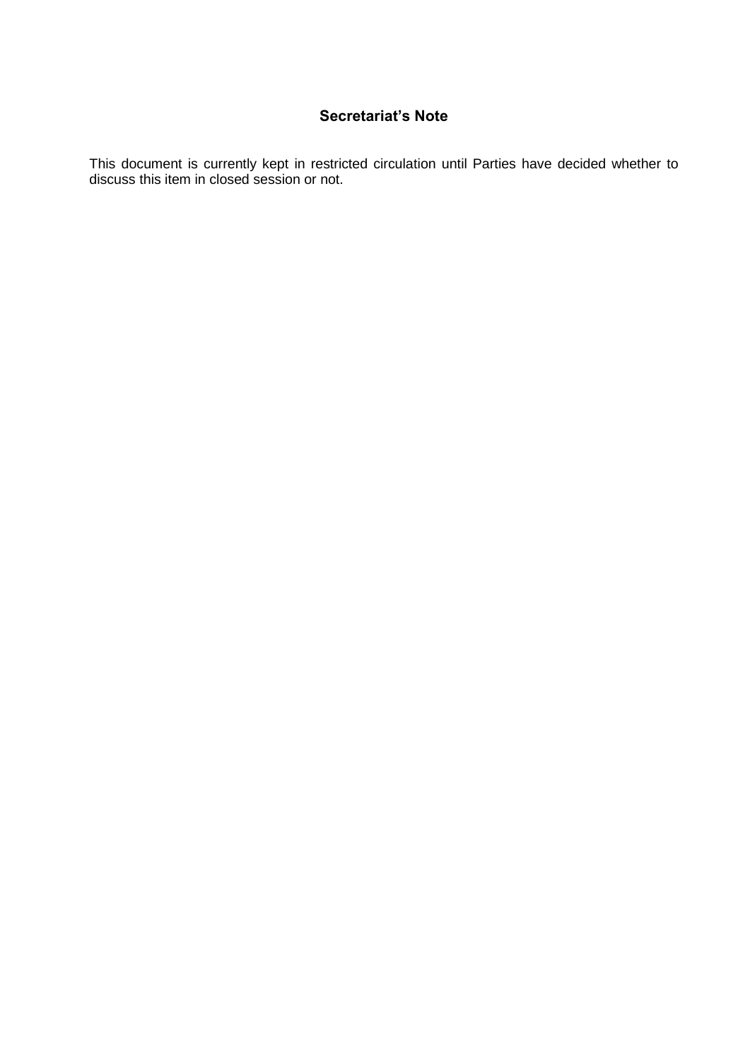## Secretariat's Note

This document is currently kept in restricted circulation until Parties have decided whether to discuss this item in closed session or not.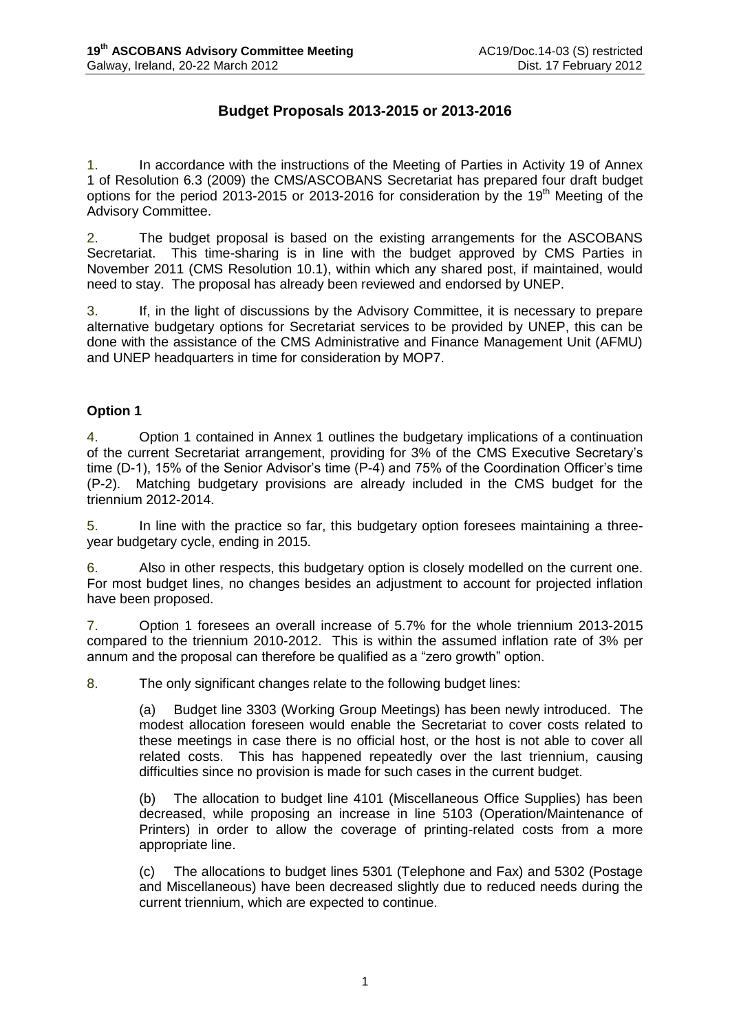## Budget Proposals 2013-2015 or 2013-2016

1. In accordance with the instructions of the Meeting of Parties in Activity 19 of Annex 1 of Resolution 6.3 (2009) the CMS/ASCOBANS Secretariat has prepared four draft budget options for the period 2013-2015 or 2013-2016 for consideration by the 19th Meeting of the Advisory Committee.

2. The budget proposal is based on the existing arrangements for the ASCOBANS Secretariat. This time-sharing is in line with the budget approved by CMS Parties in November 2011 (CMS Resolution 10.1), within which any shared post, if maintained, would need to stay. The proposal has already been reviewed and endorsed by UNEP.

3. If, in the light of discussions by the Advisory Committee, it is necessary to prepare alternative budgetary options for Secretariat services to be provided by UNEP, this can be done with the assistance of the CMS Administrative and Finance Management Unit (AFMU) and UNEP headquarters in time for consideration by MOP7.

### Option 1

4. Option 1 contained in Annex 1 outlines the budgetary implications of a continuation of the current Secretariat arrangement, providing for 3% of the CMS Executive Secretary's time (D-1), 15% of the Senior Advisor's time (P-4) and 75% of the Coordination Officer's time (P-2). Matching budgetary provisions are already included in the CMS budget for the triennium 2012-2014.

5. In line with the practice so far, this budgetary option foresees maintaining a three-year budgetary cycle, ending in 2015.

6. Also in other respects, this budgetary option is closely modelled on the current one. For most budget lines, no changes besides an adjustment to account for projected inflation have been proposed.

7. Option 1 foresees an overall increase of 5.7% for the whole triennium 2013-2015 compared to the triennium 2010-2012. This is within the assumed inflation rate of 3% per annum and the proposal can therefore be qualified as a "zero growth" option.

8. The only significant changes relate to the following budget lines:

(a) Budget line 3303 (Working Group Meetings) has been newly introduced. The modest allocation foreseen would enable the Secretariat to cover costs related to these meetings in case there is no official host, or the host is not able to cover all related costs. This has happened repeatedly over the last triennium, causing difficulties since no provision is made for such cases in the current budget.

(b) The allocation to budget line 4101 (Miscellaneous Office Supplies) has been decreased, while proposing an increase in line 5103 (Operation/Maintenance of Printers) in order to allow the coverage of printing-related costs from a more appropriate line.

(c) The allocations to budget lines 5301 (Telephone and Fax) and 5302 (Postage and Miscellaneous) have been decreased slightly due to reduced needs during the current triennium, which are expected to continue.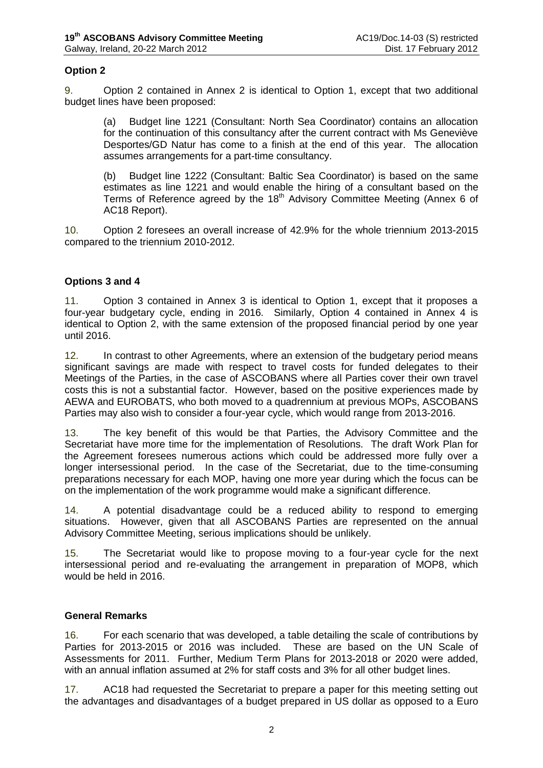**Option 2**

9. Option 2 contained in Annex 2 is identical to Option 1, except that two additional budget lines have been proposed:

(a) Budget line 1221 (Consultant: North Sea Coordinator) contains an allocation for the continuation of this consultancy after the current contract with Ms Geneviève Desportes/GD Natur has come to a finish at the end of this year. The allocation assumes arrangements for a part-time consultancy.

(b) Budget line 1222 (Consultant: Baltic Sea Coordinator) is based on the same estimates as line 1221 and would enable the hiring of a consultant based on the Terms of Reference agreed by the 18th Advisory Committee Meeting (Annex 6 of AC18 Report).

10. Option 2 foresees an overall increase of 42.9% for the whole triennium 2013-2015 compared to the triennium 2010-2012.

**Options 3 and 4**

11. Option 3 contained in Annex 3 is identical to Option 1, except that it proposes a four-year budgetary cycle, ending in 2016. Similarly, Option 4 contained in Annex 4 is identical to Option 2, with the same extension of the proposed financial period by one year until 2016.

12. In contrast to other Agreements, where an extension of the budgetary period means significant savings are made with respect to travel costs for funded delegates to their Meetings of the Parties, in the case of ASCOBANS where all Parties cover their own travel costs this is not a substantial factor. However, based on the positive experiences made by AEWA and EUROBATS, who both moved to a quadrennium at previous MOPs, ASCOBANS Parties may also wish to consider a four-year cycle, which would range from 2013-2016.

13. The key benefit of this would be that Parties, the Advisory Committee and the Secretariat have more time for the implementation of Resolutions. The draft Work Plan for the Agreement foresees numerous actions which could be addressed more fully over a longer intersessional period. In the case of the Secretariat, due to the time-consuming preparations necessary for each MOP, having one more year during which the focus can be on the implementation of the work programme would make a significant difference.

14. A potential disadvantage could be a reduced ability to respond to emerging situations. However, given that all ASCOBANS Parties are represented on the annual Advisory Committee Meeting, serious implications should be unlikely.

15. The Secretariat would like to propose moving to a four-year cycle for the next intersessional period and re-evaluating the arrangement in preparation of MOP8, which would be held in 2016.

**General Remarks**

16. For each scenario that was developed, a table detailing the scale of contributions by Parties for 2013-2015 or 2016 was included. These are based on the UN Scale of Assessments for 2011. Further, Medium Term Plans for 2013-2018 or 2020 were added, with an annual inflation assumed at 2% for staff costs and 3% for all other budget lines.

17. AC18 had requested the Secretariat to prepare a paper for this meeting setting out the advantages and disadvantages of a budget prepared in US dollar as opposed to a Euro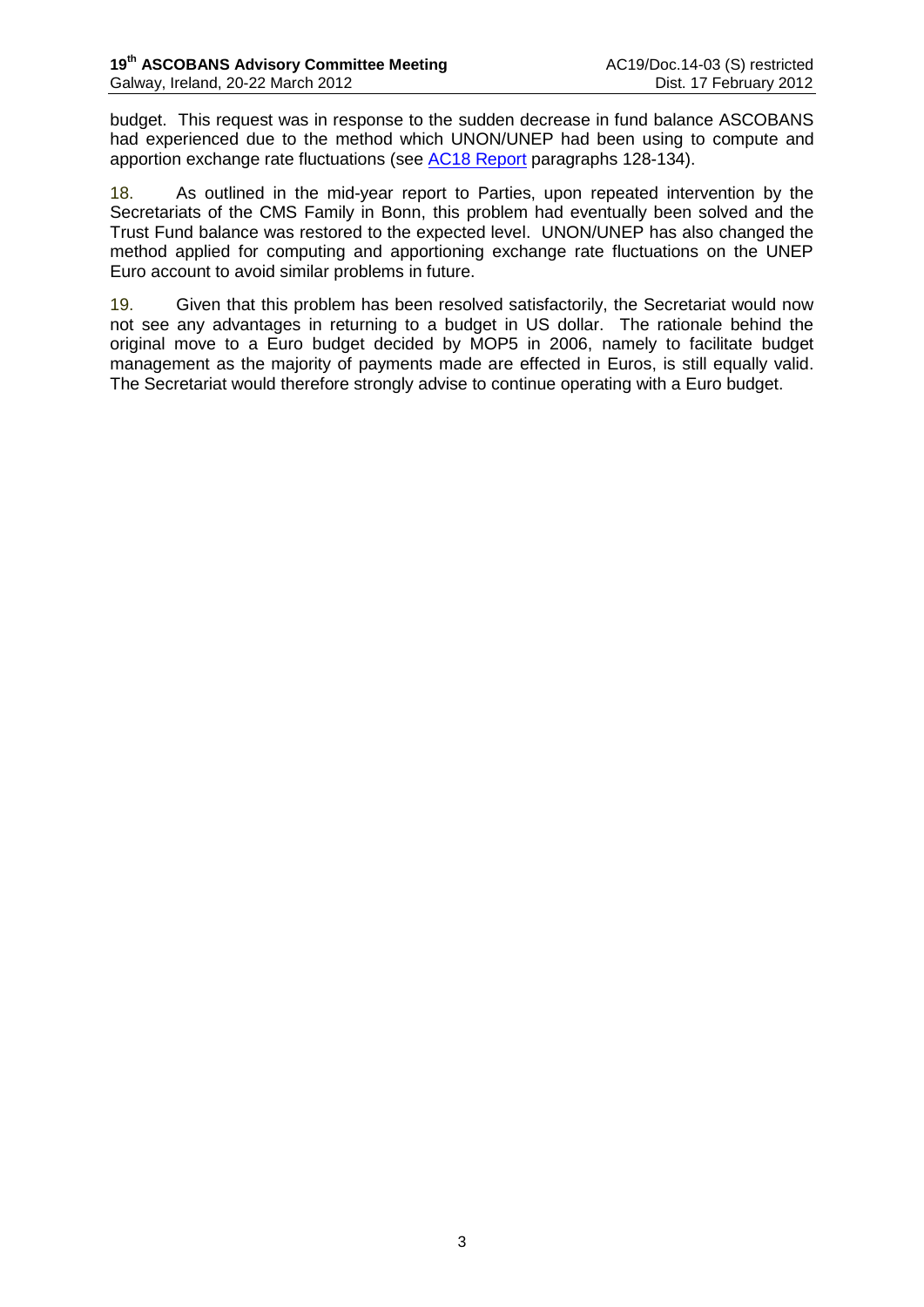budget. This request was in response to the sudden decrease in fund balance ASCOBANS had experienced due to the method which UNON/UNEP had been using to compute and apportion exchange rate fluctuations (see AC18 Report paragraphs 128-134).

18. As outlined in the mid-year report to Parties, upon repeated intervention by the Secretariats of the CMS Family in Bonn, this problem had eventually been solved and the Trust Fund balance was restored to the expected level. UNON/UNEP has also changed the method applied for computing and apportioning exchange rate fluctuations on the UNEP Euro account to avoid similar problems in future.

19. Given that this problem has been resolved satisfactorily, the Secretariat would now not see any advantages in returning to a budget in US dollar. The rationale behind the original move to a Euro budget decided by MOP5 in 2006, namely to facilitate budget management as the majority of payments made are effected in Euros, is still equally valid. The Secretariat would therefore strongly advise to continue operating with a Euro budget.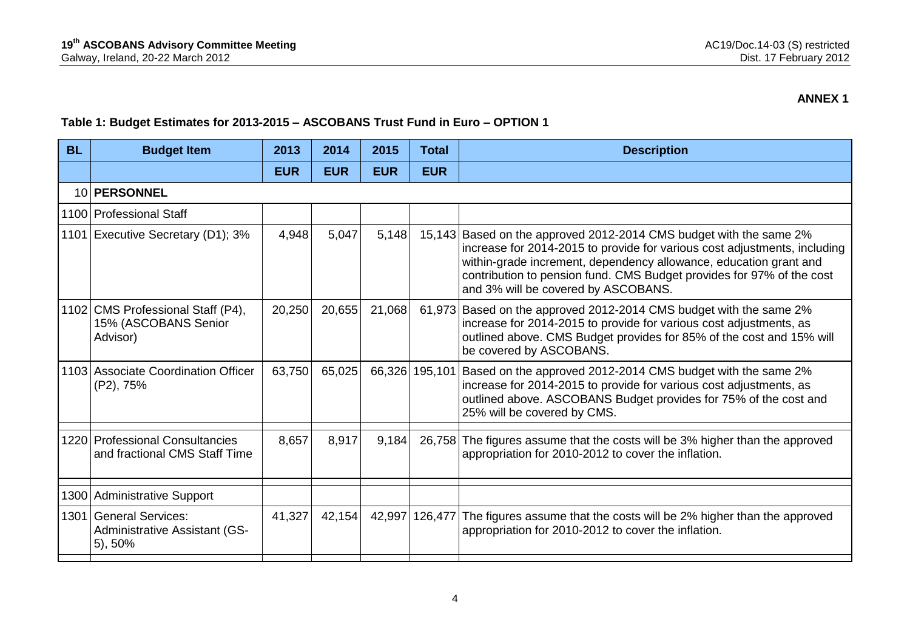**ANNEX 1**

**Table 1: Budget Estimates for 2013-2015 – ASCOBANS Trust Fund in Euro – OPTION 1**

| BL | Budget Item | 2013 | 2014 | 2015 | Total | Description |
|---|---|---|---|---|---|---|
| | | EUR | EUR | EUR | EUR | |
| 10 | **PERSONNEL** | | | | | |
| 1100 | Professional Staff | | | | | |
| 1101 | Executive Secretary (D1); 3% | 4,948 | 5,047 | 5,148 | 15,143 | Based on the approved 2012-2014 CMS budget with the same 2% increase for 2014-2015 to provide for various cost adjustments, including within-grade increment, dependency allowance, education grant and contribution to pension fund. CMS Budget provides for 97% of the cost and 3% will be covered by ASCOBANS. |
| 1102 | CMS Professional Staff (P4), 15% (ASCOBANS Senior Advisor) | 20,250 | 20,655 | 21,068 | 61,973 | Based on the approved 2012-2014 CMS budget with the same 2% increase for 2014-2015 to provide for various cost adjustments, as outlined above. CMS Budget provides for 85% of the cost and 15% will be covered by ASCOBANS. |
| 1103 | Associate Coordination Officer (P2), 75% | 63,750 | 65,025 | 66,326 | 195,101 | Based on the approved 2012-2014 CMS budget with the same 2% increase for 2014-2015 to provide for various cost adjustments, as outlined above. ASCOBANS Budget provides for 75% of the cost and 25% will be covered by CMS. |
| | | | | | | |
| 1220 | Professional Consultancies and fractional CMS Staff Time | 8,657 | 8,917 | 9,184 | 26,758 | The figures assume that the costs will be 3% higher than the approved appropriation for 2010-2012 to cover the inflation. |
| | | | | | | |
| 1300 | Administrative Support | | | | | |
| 1301 | General Services: Administrative Assistant (GS-5), 50% | 41,327 | 42,154 | 42,997 | 126,477 | The figures assume that the costs will be 2% higher than the approved appropriation for 2010-2012 to cover the inflation. |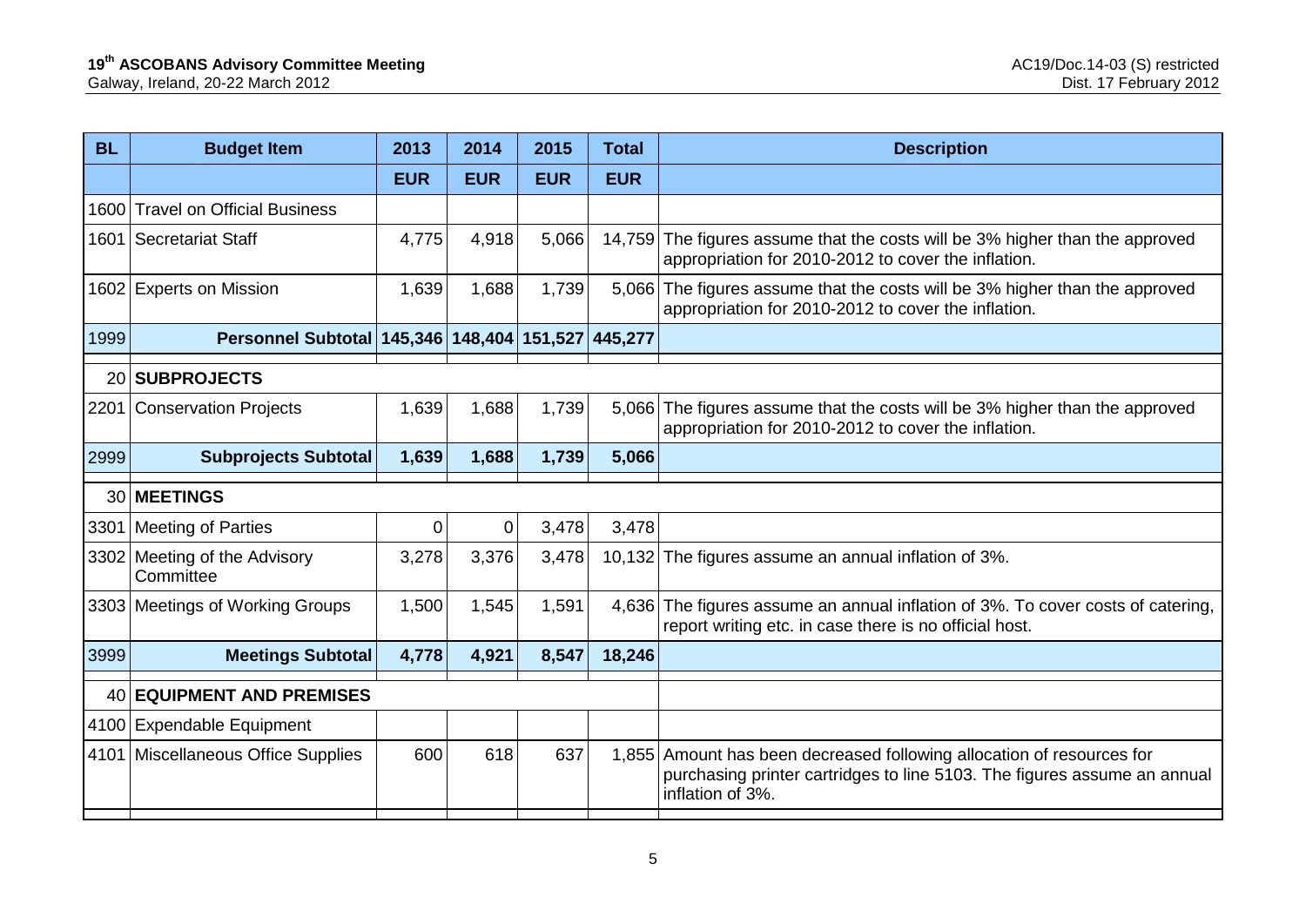| BL | Budget Item | 2013 | 2014 | 2015 | Total | Description |
|---|---|---|---|---|---|---|
| | | EUR | EUR | EUR | EUR | |
| 1600 | Travel on Official Business | | | | | |
| 1601 | Secretariat Staff | 4,775 | 4,918 | 5,066 | 14,759 | The figures assume that the costs will be 3% higher than the approved appropriation for 2010-2012 to cover the inflation. |
| 1602 | Experts on Mission | 1,639 | 1,688 | 1,739 | 5,066 | The figures assume that the costs will be 3% higher than the approved appropriation for 2010-2012 to cover the inflation. |
| 1999 | **Personnel Subtotal** | **145,346** | **148,404** | **151,527** | **445,277** | |
| 20 | **SUBPROJECTS** | | | | | |
| 2201 | Conservation Projects | 1,639 | 1,688 | 1,739 | 5,066 | The figures assume that the costs will be 3% higher than the approved appropriation for 2010-2012 to cover the inflation. |
| 2999 | **Subprojects Subtotal** | **1,639** | **1,688** | **1,739** | **5,066** | |
| 30 | **MEETINGS** | | | | | |
| 3301 | Meeting of Parties | 0 | 0 | 3,478 | 3,478 | |
| 3302 | Meeting of the Advisory Committee | 3,278 | 3,376 | 3,478 | 10,132 | The figures assume an annual inflation of 3%. |
| 3303 | Meetings of Working Groups | 1,500 | 1,545 | 1,591 | 4,636 | The figures assume an annual inflation of 3%. To cover costs of catering, report writing etc. in case there is no official host. |
| 3999 | **Meetings Subtotal** | **4,778** | **4,921** | **8,547** | **18,246** | |
| 40 | **EQUIPMENT AND PREMISES** | | | | | |
| 4100 | Expendable Equipment | | | | | |
| 4101 | Miscellaneous Office Supplies | 600 | 618 | 637 | 1,855 | Amount has been decreased following allocation of resources for purchasing printer cartridges to line 5103. The figures assume an annual inflation of 3%. |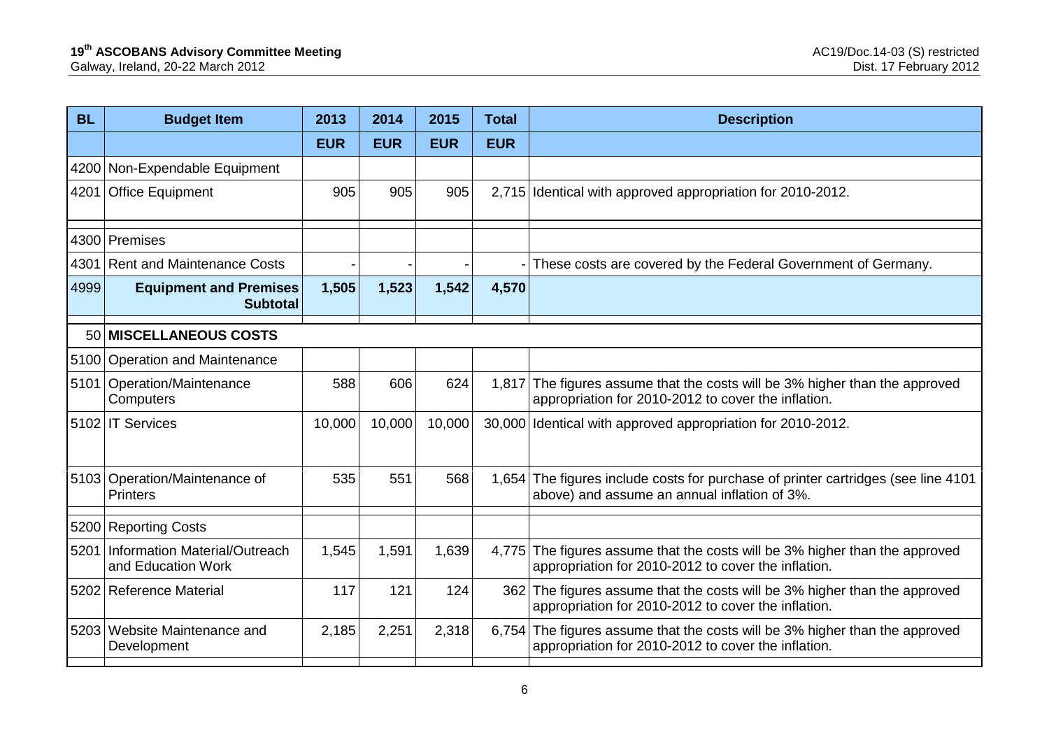| BL | Budget Item | 2013 | 2014 | 2015 | Total | Description |
|---|---|---|---|---|---|---|
| | | EUR | EUR | EUR | EUR | |
| 4200 | Non-Expendable Equipment | | | | | |
| 4201 | Office Equipment | 905 | 905 | 905 | 2,715 | Identical with approved appropriation for 2010-2012. |
| 4300 | Premises | | | | | |
| 4301 | Rent and Maintenance Costs | - | - | - | - | These costs are covered by the Federal Government of Germany. |
| 4999 | **Equipment and Premises Subtotal** | **1,505** | **1,523** | **1,542** | **4,570** | |
| 50 | **MISCELLANEOUS COSTS** | | | | | |
| 5100 | Operation and Maintenance | | | | | |
| 5101 | Operation/Maintenance Computers | 588 | 606 | 624 | 1,817 | The figures assume that the costs will be 3% higher than the approved appropriation for 2010-2012 to cover the inflation. |
| 5102 | IT Services | 10,000 | 10,000 | 10,000 | 30,000 | Identical with approved appropriation for 2010-2012. |
| 5103 | Operation/Maintenance of Printers | 535 | 551 | 568 | 1,654 | The figures include costs for purchase of printer cartridges (see line 4101 above) and assume an annual inflation of 3%. |
| 5200 | Reporting Costs | | | | | |
| 5201 | Information Material/Outreach and Education Work | 1,545 | 1,591 | 1,639 | 4,775 | The figures assume that the costs will be 3% higher than the approved appropriation for 2010-2012 to cover the inflation. |
| 5202 | Reference Material | 117 | 121 | 124 | 362 | The figures assume that the costs will be 3% higher than the approved appropriation for 2010-2012 to cover the inflation. |
| 5203 | Website Maintenance and Development | 2,185 | 2,251 | 2,318 | 6,754 | The figures assume that the costs will be 3% higher than the approved appropriation for 2010-2012 to cover the inflation. |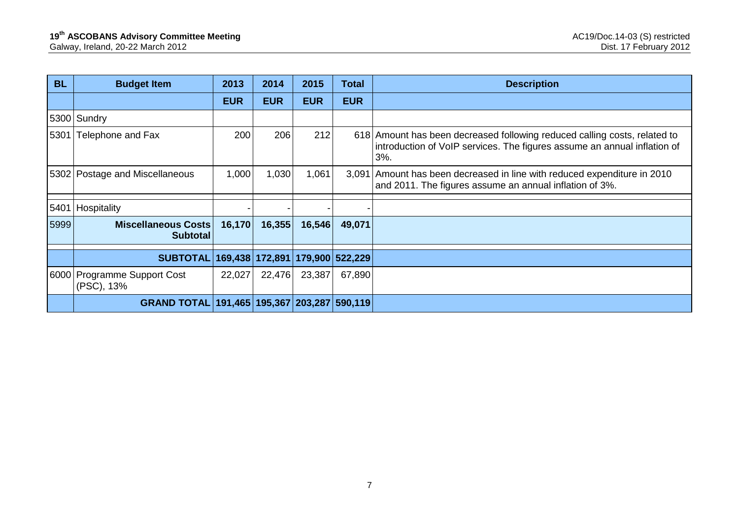| BL | Budget Item | 2013 | 2014 | 2015 | Total | Description |
|---|---|---|---|---|---|---|
| | | EUR | EUR | EUR | EUR | |
| 5300 | Sundry | | | | | |
| 5301 | Telephone and Fax | 200 | 206 | 212 | 618 | Amount has been decreased following reduced calling costs, related to introduction of VoIP services. The figures assume an annual inflation of 3%. |
| 5302 | Postage and Miscellaneous | 1,000 | 1,030 | 1,061 | 3,091 | Amount has been decreased in line with reduced expenditure in 2010 and 2011. The figures assume an annual inflation of 3%. |
| 5401 | Hospitality | - | - | - | - | |
| 5999 | **Miscellaneous Costs Subtotal** | **16,170** | **16,355** | **16,546** | **49,071** | |
| | **SUBTOTAL** | **169,438** | **172,891** | **179,900** | **522,229** | |
| 6000 | Programme Support Cost (PSC), 13% | 22,027 | 22,476 | 23,387 | 67,890 | |
| | **GRAND TOTAL** | **191,465** | **195,367** | **203,287** | **590,119** | |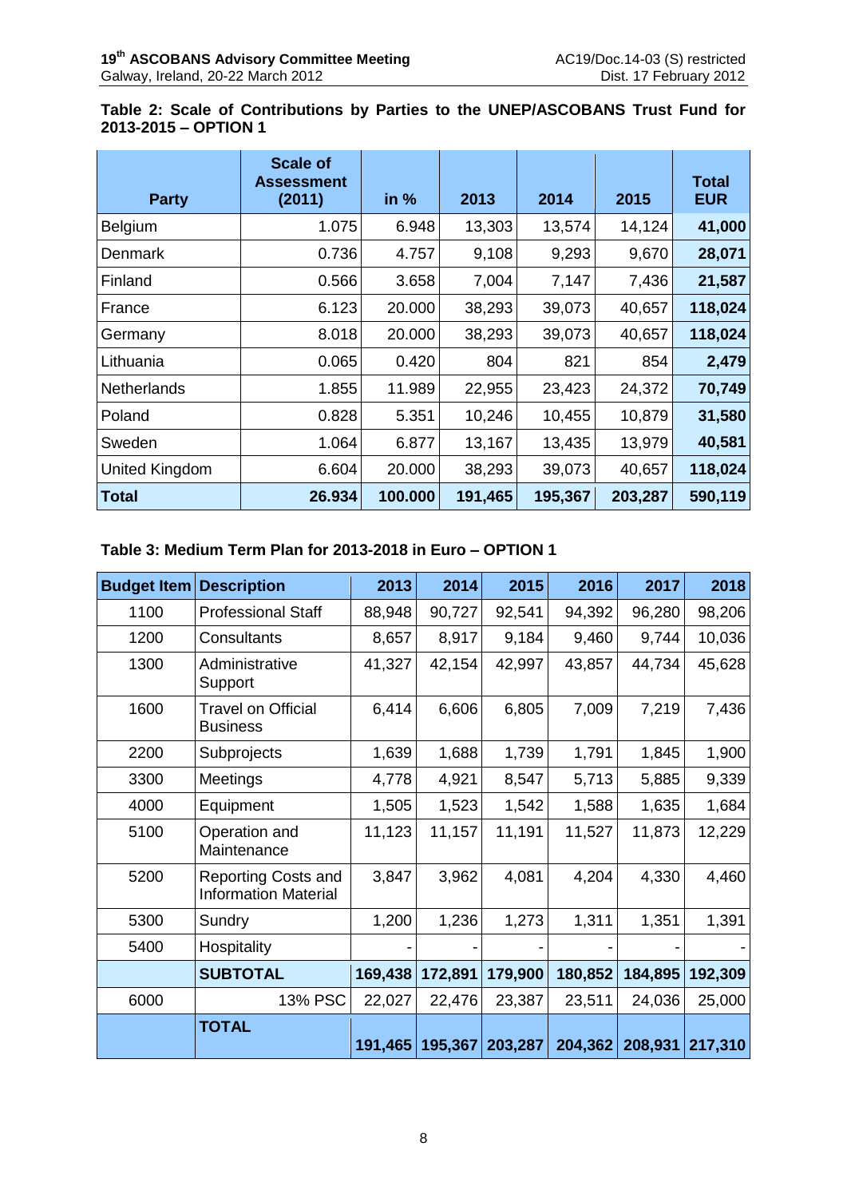**Table 2: Scale of Contributions by Parties to the UNEP/ASCOBANS Trust Fund for 2013-2015 – OPTION 1**

| Party | Scale of Assessment (2011) | in % | 2013 | 2014 | 2015 | Total EUR |
|---|---|---|---|---|---|---|
| Belgium | 1.075 | 6.948 | 13,303 | 13,574 | 14,124 | **41,000** |
| Denmark | 0.736 | 4.757 | 9,108 | 9,293 | 9,670 | **28,071** |
| Finland | 0.566 | 3.658 | 7,004 | 7,147 | 7,436 | **21,587** |
| France | 6.123 | 20.000 | 38,293 | 39,073 | 40,657 | **118,024** |
| Germany | 8.018 | 20.000 | 38,293 | 39,073 | 40,657 | **118,024** |
| Lithuania | 0.065 | 0.420 | 804 | 821 | 854 | **2,479** |
| Netherlands | 1.855 | 11.989 | 22,955 | 23,423 | 24,372 | **70,749** |
| Poland | 0.828 | 5.351 | 10,246 | 10,455 | 10,879 | **31,580** |
| Sweden | 1.064 | 6.877 | 13,167 | 13,435 | 13,979 | **40,581** |
| United Kingdom | 6.604 | 20.000 | 38,293 | 39,073 | 40,657 | **118,024** |
| **Total** | **26.934** | **100.000** | **191,465** | **195,367** | **203,287** | **590,119** |

**Table 3: Medium Term Plan for 2013-2018 in Euro – OPTION 1**

| Budget Item | Description | 2013 | 2014 | 2015 | 2016 | 2017 | 2018 |
|---|---|---|---|---|---|---|---|
| 1100 | Professional Staff | 88,948 | 90,727 | 92,541 | 94,392 | 96,280 | 98,206 |
| 1200 | Consultants | 8,657 | 8,917 | 9,184 | 9,460 | 9,744 | 10,036 |
| 1300 | Administrative Support | 41,327 | 42,154 | 42,997 | 43,857 | 44,734 | 45,628 |
| 1600 | Travel on Official Business | 6,414 | 6,606 | 6,805 | 7,009 | 7,219 | 7,436 |
| 2200 | Subprojects | 1,639 | 1,688 | 1,739 | 1,791 | 1,845 | 1,900 |
| 3300 | Meetings | 4,778 | 4,921 | 8,547 | 5,713 | 5,885 | 9,339 |
| 4000 | Equipment | 1,505 | 1,523 | 1,542 | 1,588 | 1,635 | 1,684 |
| 5100 | Operation and Maintenance | 11,123 | 11,157 | 11,191 | 11,527 | 11,873 | 12,229 |
| 5200 | Reporting Costs and Information Material | 3,847 | 3,962 | 4,081 | 4,204 | 4,330 | 4,460 |
| 5300 | Sundry | 1,200 | 1,236 | 1,273 | 1,311 | 1,351 | 1,391 |
| 5400 | Hospitality | - | - | - | - | - | - |
| | **SUBTOTAL** | **169,438** | **172,891** | **179,900** | **180,852** | **184,895** | **192,309** |
| 6000 | 13% PSC | 22,027 | 22,476 | 23,387 | 23,511 | 24,036 | 25,000 |
| | **TOTAL** | **191,465** | **195,367** | **203,287** | **204,362** | **208,931** | **217,310** |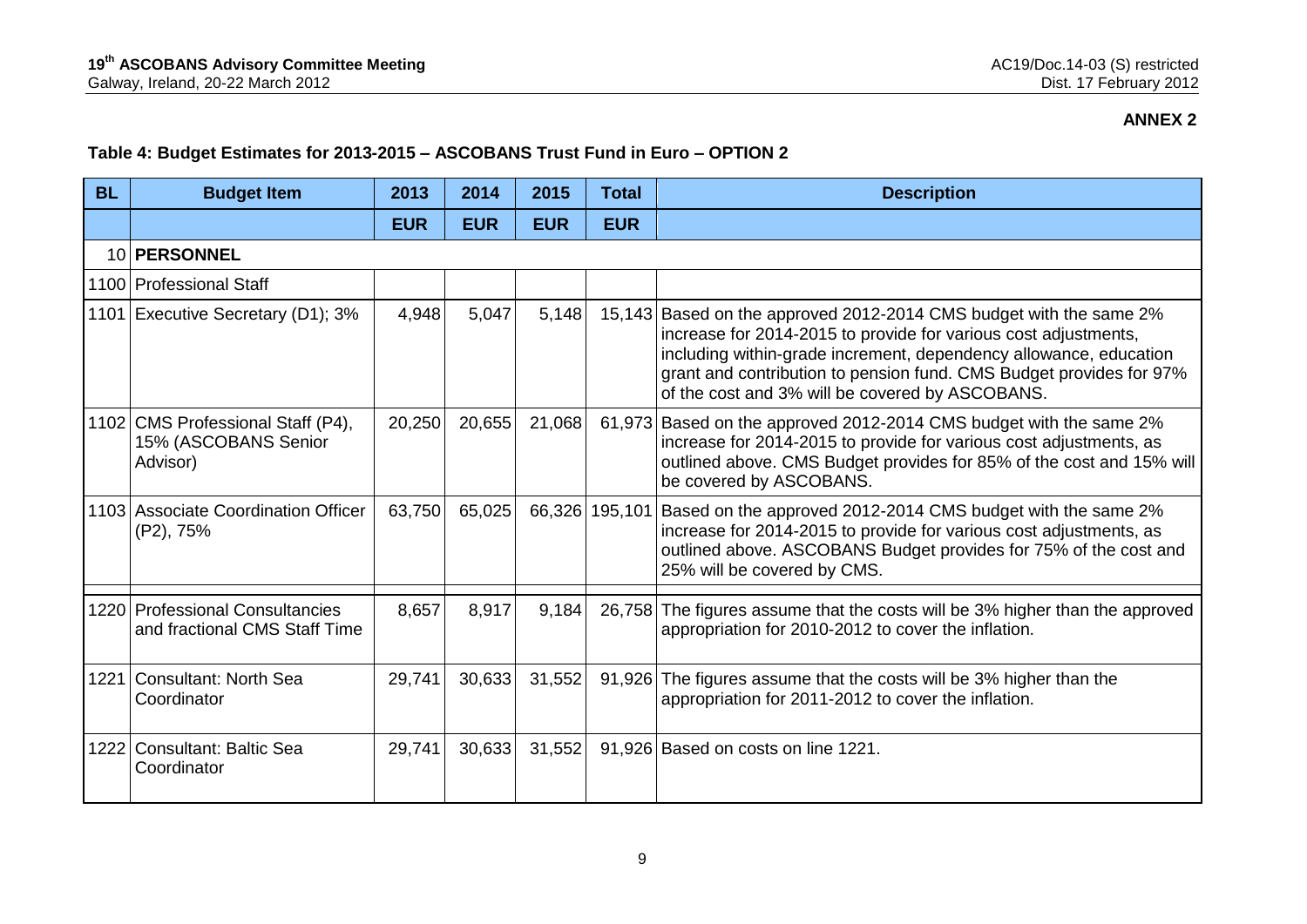**ANNEX 2**

**Table 4: Budget Estimates for 2013-2015 – ASCOBANS Trust Fund in Euro – OPTION 2**

| BL | Budget Item | 2013 | 2014 | 2015 | Total | Description |
|---|---|---|---|---|---|---|
| | | EUR | EUR | EUR | EUR | |
| 10 | **PERSONNEL** | | | | | |
| 1100 | Professional Staff | | | | | |
| 1101 | Executive Secretary (D1); 3% | 4,948 | 5,047 | 5,148 | 15,143 | Based on the approved 2012-2014 CMS budget with the same 2% increase for 2014-2015 to provide for various cost adjustments, including within-grade increment, dependency allowance, education grant and contribution to pension fund. CMS Budget provides for 97% of the cost and 3% will be covered by ASCOBANS. |
| 1102 | CMS Professional Staff (P4), 15% (ASCOBANS Senior Advisor) | 20,250 | 20,655 | 21,068 | 61,973 | Based on the approved 2012-2014 CMS budget with the same 2% increase for 2014-2015 to provide for various cost adjustments, as outlined above. CMS Budget provides for 85% of the cost and 15% will be covered by ASCOBANS. |
| 1103 | Associate Coordination Officer (P2), 75% | 63,750 | 65,025 | 66,326 | 195,101 | Based on the approved 2012-2014 CMS budget with the same 2% increase for 2014-2015 to provide for various cost adjustments, as outlined above. ASCOBANS Budget provides for 75% of the cost and 25% will be covered by CMS. |
| | | | | | | |
| 1220 | Professional Consultancies and fractional CMS Staff Time | 8,657 | 8,917 | 9,184 | 26,758 | The figures assume that the costs will be 3% higher than the approved appropriation for 2010-2012 to cover the inflation. |
| 1221 | Consultant: North Sea Coordinator | 29,741 | 30,633 | 31,552 | 91,926 | The figures assume that the costs will be 3% higher than the appropriation for 2011-2012 to cover the inflation. |
| 1222 | Consultant: Baltic Sea Coordinator | 29,741 | 30,633 | 31,552 | 91,926 | Based on costs on line 1221. |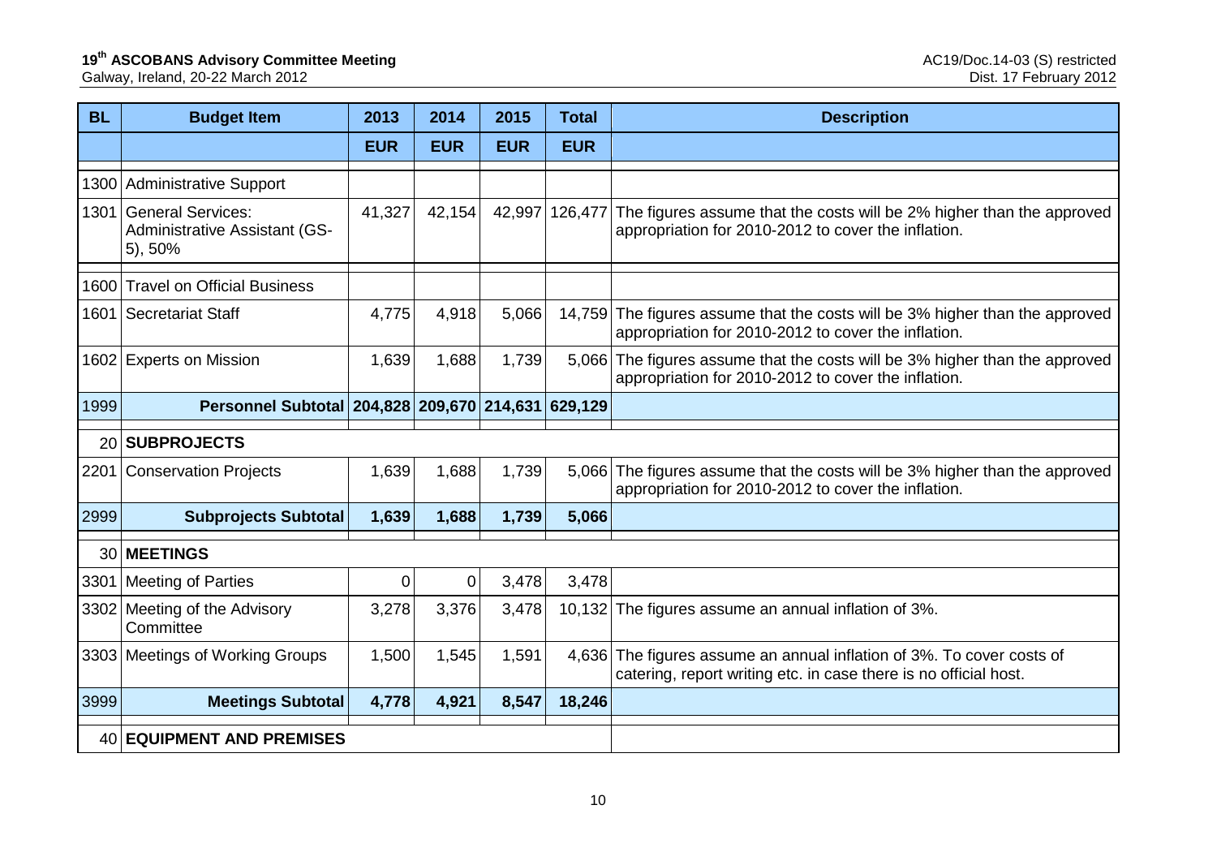| BL | Budget Item | 2013 | 2014 | 2015 | Total | Description |
|---|---|---|---|---|---|---|
| | | EUR | EUR | EUR | EUR | |
| 1300 | Administrative Support | | | | | |
| 1301 | General Services: Administrative Assistant (GS-5), 50% | 41,327 | 42,154 | 42,997 | 126,477 | The figures assume that the costs will be 2% higher than the approved appropriation for 2010-2012 to cover the inflation. |
| 1600 | Travel on Official Business | | | | | |
| 1601 | Secretariat Staff | 4,775 | 4,918 | 5,066 | 14,759 | The figures assume that the costs will be 3% higher than the approved appropriation for 2010-2012 to cover the inflation. |
| 1602 | Experts on Mission | 1,639 | 1,688 | 1,739 | 5,066 | The figures assume that the costs will be 3% higher than the approved appropriation for 2010-2012 to cover the inflation. |
| 1999 | **Personnel Subtotal** | **204,828** | **209,670** | **214,631** | **629,129** | |
| 20 | **SUBPROJECTS** | | | | | |
| 2201 | Conservation Projects | 1,639 | 1,688 | 1,739 | 5,066 | The figures assume that the costs will be 3% higher than the approved appropriation for 2010-2012 to cover the inflation. |
| 2999 | **Subprojects Subtotal** | **1,639** | **1,688** | **1,739** | **5,066** | |
| 30 | **MEETINGS** | | | | | |
| 3301 | Meeting of Parties | 0 | 0 | 3,478 | 3,478 | |
| 3302 | Meeting of the Advisory Committee | 3,278 | 3,376 | 3,478 | 10,132 | The figures assume an annual inflation of 3%. |
| 3303 | Meetings of Working Groups | 1,500 | 1,545 | 1,591 | 4,636 | The figures assume an annual inflation of 3%. To cover costs of catering, report writing etc. in case there is no official host. |
| 3999 | **Meetings Subtotal** | **4,778** | **4,921** | **8,547** | **18,246** | |
| 40 | **EQUIPMENT AND PREMISES** | | | | | |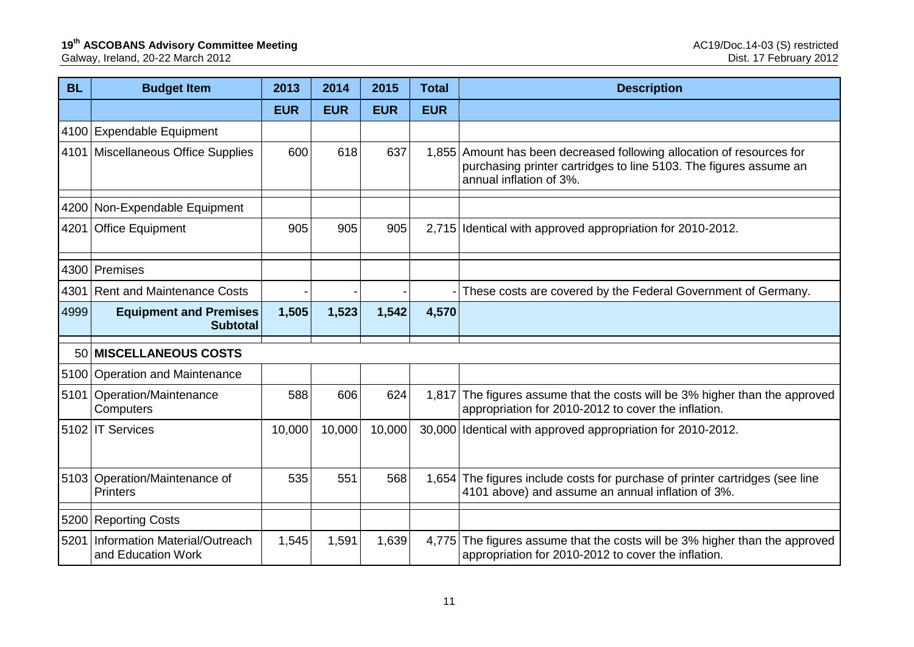| BL | Budget Item | 2013 | 2014 | 2015 | Total | Description |
|---|---|---|---|---|---|---|
| | | EUR | EUR | EUR | EUR | |
| 4100 | Expendable Equipment | | | | | |
| 4101 | Miscellaneous Office Supplies | 600 | 618 | 637 | 1,855 | Amount has been decreased following allocation of resources for purchasing printer cartridges to line 5103. The figures assume an annual inflation of 3%. |
| 4200 | Non-Expendable Equipment | | | | | |
| 4201 | Office Equipment | 905 | 905 | 905 | 2,715 | Identical with approved appropriation for 2010-2012. |
| 4300 | Premises | | | | | |
| 4301 | Rent and Maintenance Costs | - | - | - | - | These costs are covered by the Federal Government of Germany. |
| 4999 | **Equipment and Premises Subtotal** | **1,505** | **1,523** | **1,542** | **4,570** | |
| 50 | **MISCELLANEOUS COSTS** | | | | | |
| 5100 | Operation and Maintenance | | | | | |
| 5101 | Operation/Maintenance Computers | 588 | 606 | 624 | 1,817 | The figures assume that the costs will be 3% higher than the approved appropriation for 2010-2012 to cover the inflation. |
| 5102 | IT Services | 10,000 | 10,000 | 10,000 | 30,000 | Identical with approved appropriation for 2010-2012. |
| 5103 | Operation/Maintenance of Printers | 535 | 551 | 568 | 1,654 | The figures include costs for purchase of printer cartridges (see line 4101 above) and assume an annual inflation of 3%. |
| 5200 | Reporting Costs | | | | | |
| 5201 | Information Material/Outreach and Education Work | 1,545 | 1,591 | 1,639 | 4,775 | The figures assume that the costs will be 3% higher than the approved appropriation for 2010-2012 to cover the inflation. |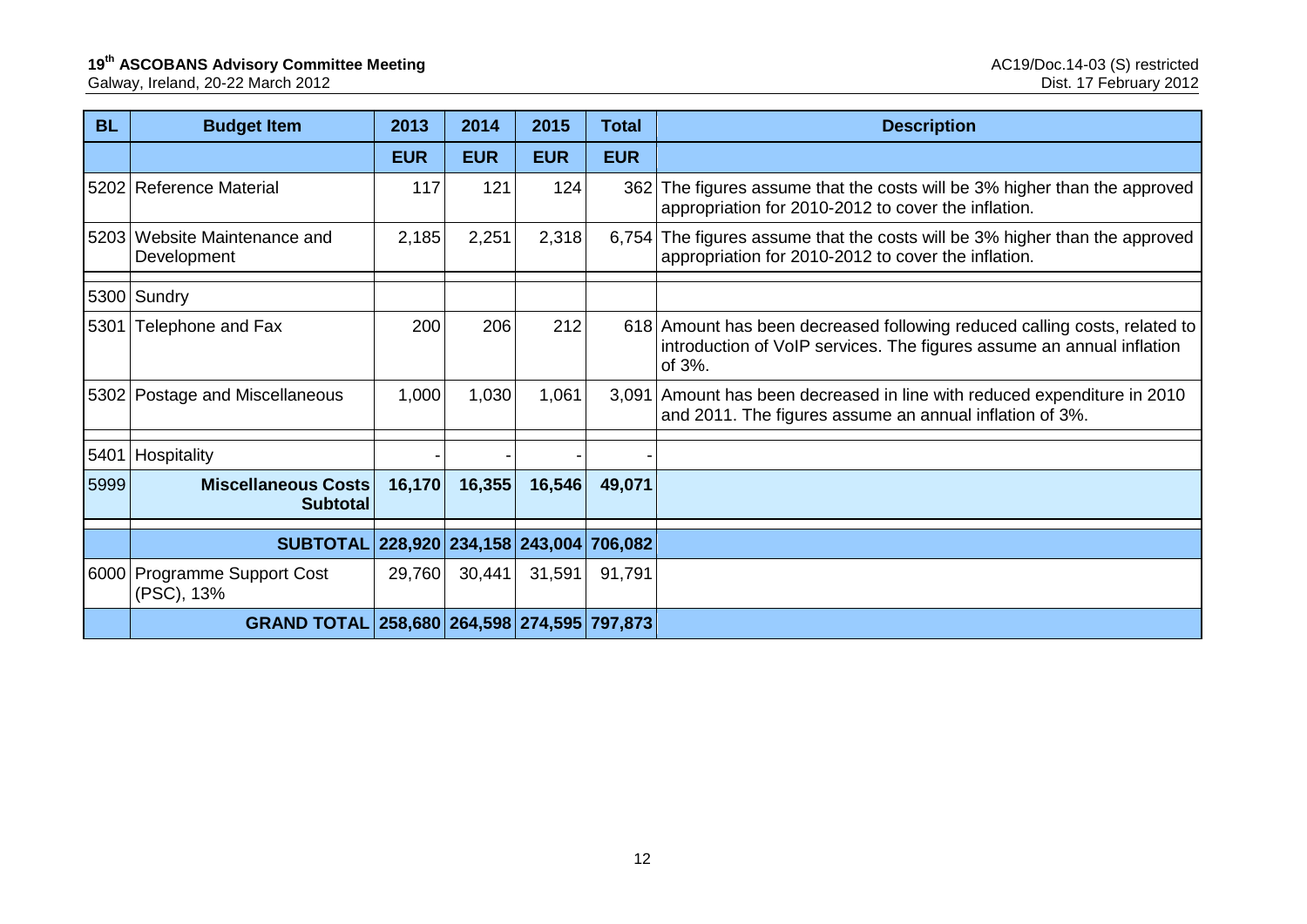| BL | Budget Item | 2013 | 2014 | 2015 | Total | Description |
|---|---|---|---|---|---|---|
| | | EUR | EUR | EUR | EUR | |
| 5202 | Reference Material | 117 | 121 | 124 | 362 | The figures assume that the costs will be 3% higher than the approved appropriation for 2010-2012 to cover the inflation. |
| 5203 | Website Maintenance and Development | 2,185 | 2,251 | 2,318 | 6,754 | The figures assume that the costs will be 3% higher than the approved appropriation for 2010-2012 to cover the inflation. |
| | | | | | | |
| 5300 | Sundry | | | | | |
| 5301 | Telephone and Fax | 200 | 206 | 212 | 618 | Amount has been decreased following reduced calling costs, related to introduction of VoIP services. The figures assume an annual inflation of 3%. |
| 5302 | Postage and Miscellaneous | 1,000 | 1,030 | 1,061 | 3,091 | Amount has been decreased in line with reduced expenditure in 2010 and 2011. The figures assume an annual inflation of 3%. |
| | | | | | | |
| 5401 | Hospitality | - | - | - | - | |
| 5999 | **Miscellaneous Costs Subtotal** | **16,170** | **16,355** | **16,546** | **49,071** | |
| | | | | | | |
| | **SUBTOTAL** | **228,920** | **234,158** | **243,004** | **706,082** | |
| 6000 | Programme Support Cost (PSC), 13% | 29,760 | 30,441 | 31,591 | 91,791 | |
| | **GRAND TOTAL** | **258,680** | **264,598** | **274,595** | **797,873** | |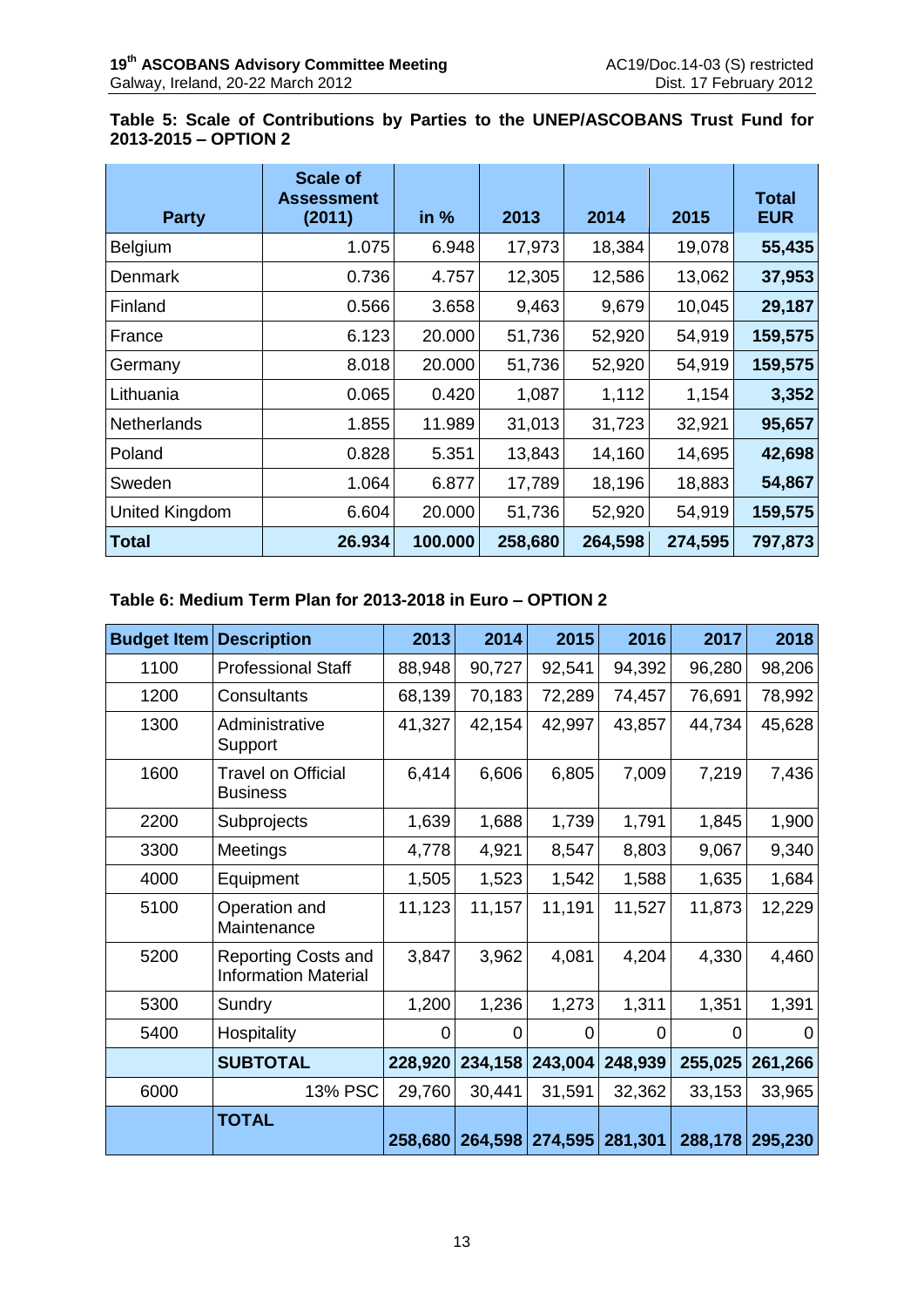**Table 5: Scale of Contributions by Parties to the UNEP/ASCOBANS Trust Fund for 2013-2015 – OPTION 2**

| Party | Scale of Assessment (2011) | in % | 2013 | 2014 | 2015 | Total EUR |
|---|---|---|---|---|---|---|
| Belgium | 1.075 | 6.948 | 17,973 | 18,384 | 19,078 | **55,435** |
| Denmark | 0.736 | 4.757 | 12,305 | 12,586 | 13,062 | **37,953** |
| Finland | 0.566 | 3.658 | 9,463 | 9,679 | 10,045 | **29,187** |
| France | 6.123 | 20.000 | 51,736 | 52,920 | 54,919 | **159,575** |
| Germany | 8.018 | 20.000 | 51,736 | 52,920 | 54,919 | **159,575** |
| Lithuania | 0.065 | 0.420 | 1,087 | 1,112 | 1,154 | **3,352** |
| Netherlands | 1.855 | 11.989 | 31,013 | 31,723 | 32,921 | **95,657** |
| Poland | 0.828 | 5.351 | 13,843 | 14,160 | 14,695 | **42,698** |
| Sweden | 1.064 | 6.877 | 17,789 | 18,196 | 18,883 | **54,867** |
| United Kingdom | 6.604 | 20.000 | 51,736 | 52,920 | 54,919 | **159,575** |
| **Total** | **26.934** | **100.000** | **258,680** | **264,598** | **274,595** | **797,873** |

**Table 6: Medium Term Plan for 2013-2018 in Euro – OPTION 2**

| Budget Item | Description | 2013 | 2014 | 2015 | 2016 | 2017 | 2018 |
|---|---|---|---|---|---|---|---|
| 1100 | Professional Staff | 88,948 | 90,727 | 92,541 | 94,392 | 96,280 | 98,206 |
| 1200 | Consultants | 68,139 | 70,183 | 72,289 | 74,457 | 76,691 | 78,992 |
| 1300 | Administrative Support | 41,327 | 42,154 | 42,997 | 43,857 | 44,734 | 45,628 |
| 1600 | Travel on Official Business | 6,414 | 6,606 | 6,805 | 7,009 | 7,219 | 7,436 |
| 2200 | Subprojects | 1,639 | 1,688 | 1,739 | 1,791 | 1,845 | 1,900 |
| 3300 | Meetings | 4,778 | 4,921 | 8,547 | 8,803 | 9,067 | 9,340 |
| 4000 | Equipment | 1,505 | 1,523 | 1,542 | 1,588 | 1,635 | 1,684 |
| 5100 | Operation and Maintenance | 11,123 | 11,157 | 11,191 | 11,527 | 11,873 | 12,229 |
| 5200 | Reporting Costs and Information Material | 3,847 | 3,962 | 4,081 | 4,204 | 4,330 | 4,460 |
| 5300 | Sundry | 1,200 | 1,236 | 1,273 | 1,311 | 1,351 | 1,391 |
| 5400 | Hospitality | 0 | 0 | 0 | 0 | 0 | 0 |
| | **SUBTOTAL** | **228,920** | **234,158** | **243,004** | **248,939** | **255,025** | **261,266** |
| 6000 | 13% PSC | 29,760 | 30,441 | 31,591 | 32,362 | 33,153 | 33,965 |
| | **TOTAL** | **258,680** | **264,598** | **274,595** | **281,301** | **288,178** | **295,230** |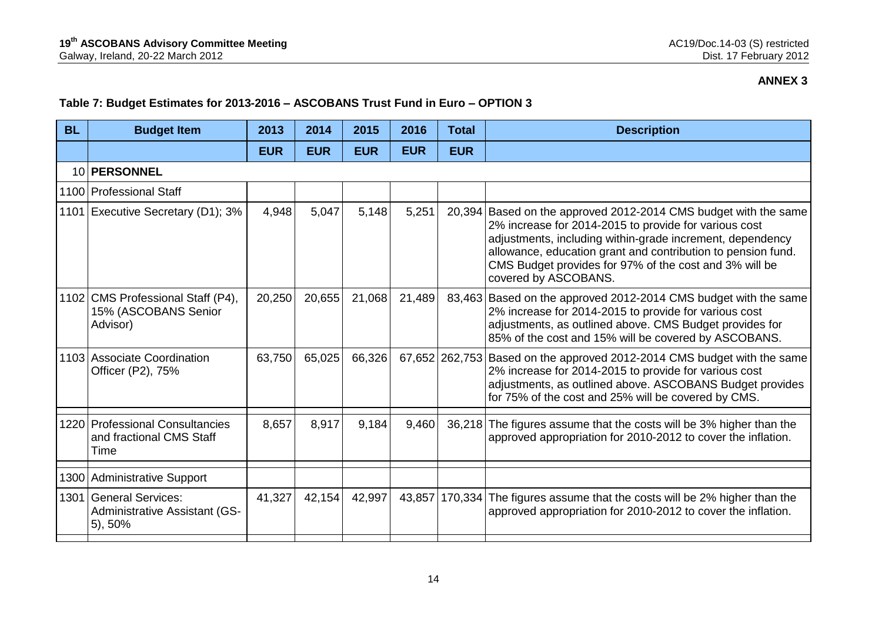**ANNEX 3**

**Table 7: Budget Estimates for 2013-2016 – ASCOBANS Trust Fund in Euro – OPTION 3**

| BL | Budget Item | 2013 | 2014 | 2015 | 2016 | Total | Description |
|---|---|---|---|---|---|---|---|
| | | EUR | EUR | EUR | EUR | EUR | |
| 10 | **PERSONNEL** | | | | | | |
| 1100 | Professional Staff | | | | | | |
| 1101 | Executive Secretary (D1); 3% | 4,948 | 5,047 | 5,148 | 5,251 | 20,394 | Based on the approved 2012-2014 CMS budget with the same 2% increase for 2014-2015 to provide for various cost adjustments, including within-grade increment, dependency allowance, education grant and contribution to pension fund. CMS Budget provides for 97% of the cost and 3% will be covered by ASCOBANS. |
| 1102 | CMS Professional Staff (P4), 15% (ASCOBANS Senior Advisor) | 20,250 | 20,655 | 21,068 | 21,489 | 83,463 | Based on the approved 2012-2014 CMS budget with the same 2% increase for 2014-2015 to provide for various cost adjustments, as outlined above. CMS Budget provides for 85% of the cost and 15% will be covered by ASCOBANS. |
| 1103 | Associate Coordination Officer (P2), 75% | 63,750 | 65,025 | 66,326 | 67,652 | 262,753 | Based on the approved 2012-2014 CMS budget with the same 2% increase for 2014-2015 to provide for various cost adjustments, as outlined above. ASCOBANS Budget provides for 75% of the cost and 25% will be covered by CMS. |
| 1220 | Professional Consultancies and fractional CMS Staff Time | 8,657 | 8,917 | 9,184 | 9,460 | 36,218 | The figures assume that the costs will be 3% higher than the approved appropriation for 2010-2012 to cover the inflation. |
| 1300 | Administrative Support | | | | | | |
| 1301 | General Services: Administrative Assistant (GS-5), 50% | 41,327 | 42,154 | 42,997 | 43,857 | 170,334 | The figures assume that the costs will be 2% higher than the approved appropriation for 2010-2012 to cover the inflation. |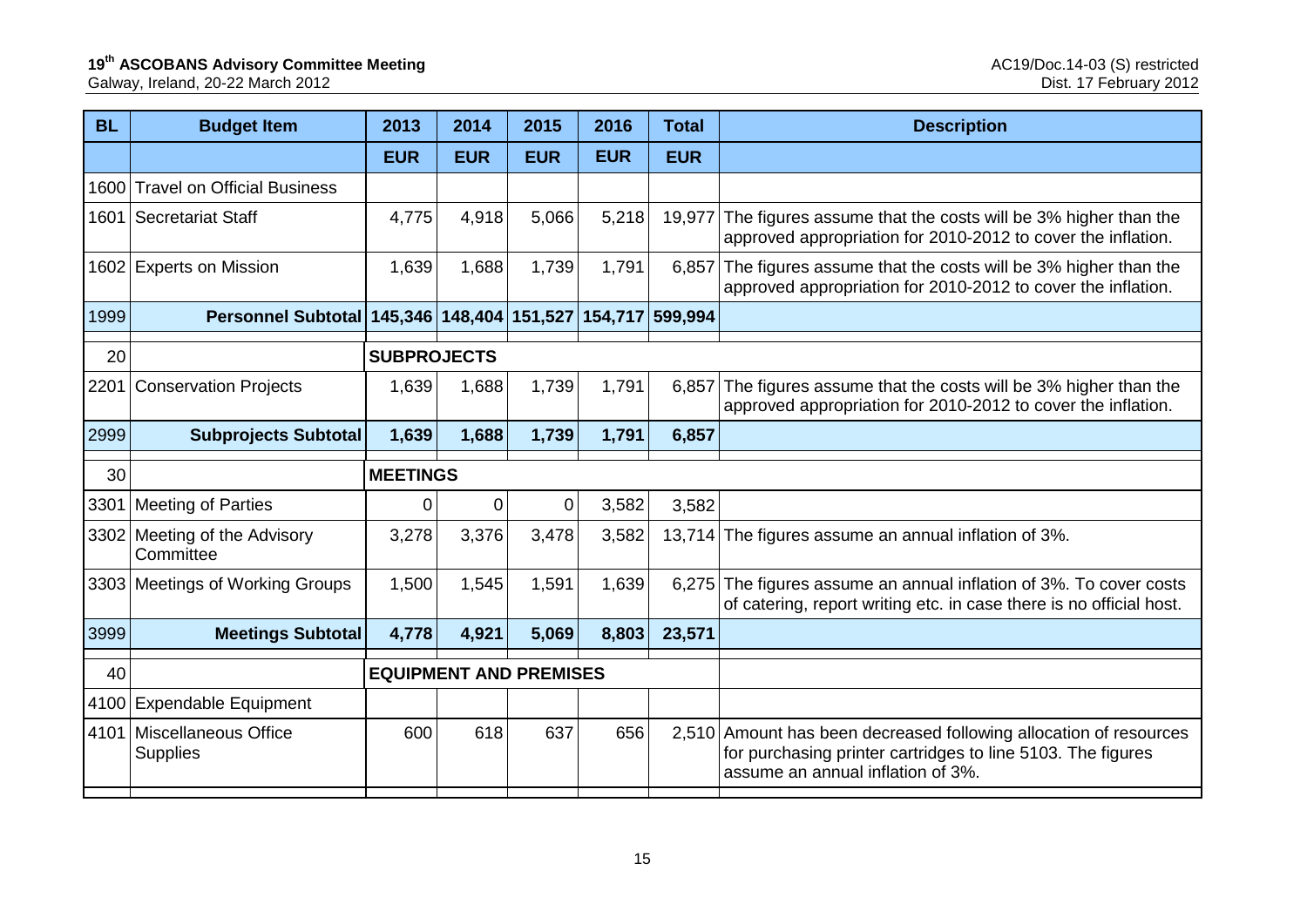| BL | Budget Item | 2013 | 2014 | 2015 | 2016 | Total | Description |
|---|---|---|---|---|---|---|---|
| | | EUR | EUR | EUR | EUR | EUR | |
| 1600 | Travel on Official Business | | | | | | |
| 1601 | Secretariat Staff | 4,775 | 4,918 | 5,066 | 5,218 | 19,977 | The figures assume that the costs will be 3% higher than the approved appropriation for 2010-2012 to cover the inflation. |
| 1602 | Experts on Mission | 1,639 | 1,688 | 1,739 | 1,791 | 6,857 | The figures assume that the costs will be 3% higher than the approved appropriation for 2010-2012 to cover the inflation. |
| 1999 | **Personnel Subtotal** | **145,346** | **148,404** | **151,527** | **154,717** | **599,994** | |
| 20 | | **SUBPROJECTS** | | | | | |
| 2201 | Conservation Projects | 1,639 | 1,688 | 1,739 | 1,791 | 6,857 | The figures assume that the costs will be 3% higher than the approved appropriation for 2010-2012 to cover the inflation. |
| 2999 | **Subprojects Subtotal** | **1,639** | **1,688** | **1,739** | **1,791** | **6,857** | |
| 30 | | **MEETINGS** | | | | | |
| 3301 | Meeting of Parties | 0 | 0 | 0 | 3,582 | 3,582 | |
| 3302 | Meeting of the Advisory Committee | 3,278 | 3,376 | 3,478 | 3,582 | 13,714 | The figures assume an annual inflation of 3%. |
| 3303 | Meetings of Working Groups | 1,500 | 1,545 | 1,591 | 1,639 | 6,275 | The figures assume an annual inflation of 3%. To cover costs of catering, report writing etc. in case there is no official host. |
| 3999 | **Meetings Subtotal** | **4,778** | **4,921** | **5,069** | **8,803** | **23,571** | |
| 40 | | **EQUIPMENT AND PREMISES** | | | | | |
| 4100 | Expendable Equipment | | | | | | |
| 4101 | Miscellaneous Office Supplies | 600 | 618 | 637 | 656 | 2,510 | Amount has been decreased following allocation of resources for purchasing printer cartridges to line 5103. The figures assume an annual inflation of 3%. |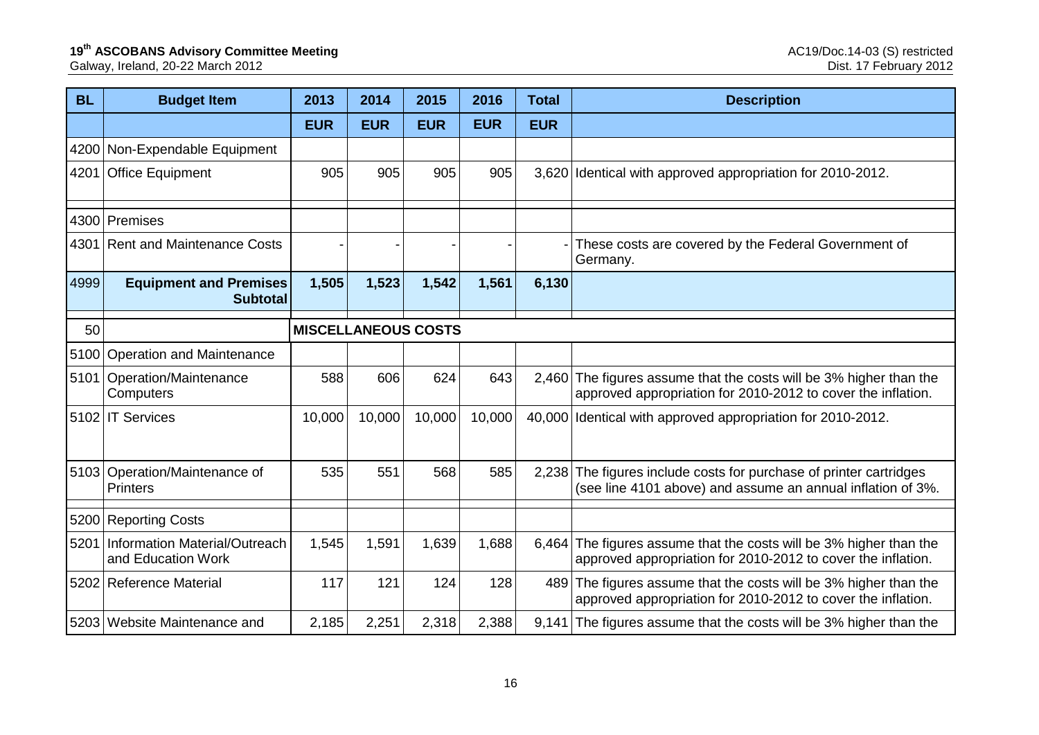| BL | Budget Item | 2013 | 2014 | 2015 | 2016 | Total | Description |
|---|---|---|---|---|---|---|---|
| | | EUR | EUR | EUR | EUR | EUR | |
| 4200 | Non-Expendable Equipment | | | | | | |
| 4201 | Office Equipment | 905 | 905 | 905 | 905 | 3,620 | Identical with approved appropriation for 2010-2012. |
| 4300 | Premises | | | | | | |
| 4301 | Rent and Maintenance Costs | - | - | - | - | - | These costs are covered by the Federal Government of Germany. |
| 4999 | **Equipment and Premises Subtotal** | **1,505** | **1,523** | **1,542** | **1,561** | **6,130** | |
| 50 | | **MISCELLANEOUS COSTS** | | | | | |
| 5100 | Operation and Maintenance | | | | | | |
| 5101 | Operation/Maintenance Computers | 588 | 606 | 624 | 643 | 2,460 | The figures assume that the costs will be 3% higher than the approved appropriation for 2010-2012 to cover the inflation. |
| 5102 | IT Services | 10,000 | 10,000 | 10,000 | 10,000 | 40,000 | Identical with approved appropriation for 2010-2012. |
| 5103 | Operation/Maintenance of Printers | 535 | 551 | 568 | 585 | 2,238 | The figures include costs for purchase of printer cartridges (see line 4101 above) and assume an annual inflation of 3%. |
| 5200 | Reporting Costs | | | | | | |
| 5201 | Information Material/Outreach and Education Work | 1,545 | 1,591 | 1,639 | 1,688 | 6,464 | The figures assume that the costs will be 3% higher than the approved appropriation for 2010-2012 to cover the inflation. |
| 5202 | Reference Material | 117 | 121 | 124 | 128 | 489 | The figures assume that the costs will be 3% higher than the approved appropriation for 2010-2012 to cover the inflation. |
| 5203 | Website Maintenance and | 2,185 | 2,251 | 2,318 | 2,388 | 9,141 | The figures assume that the costs will be 3% higher than the |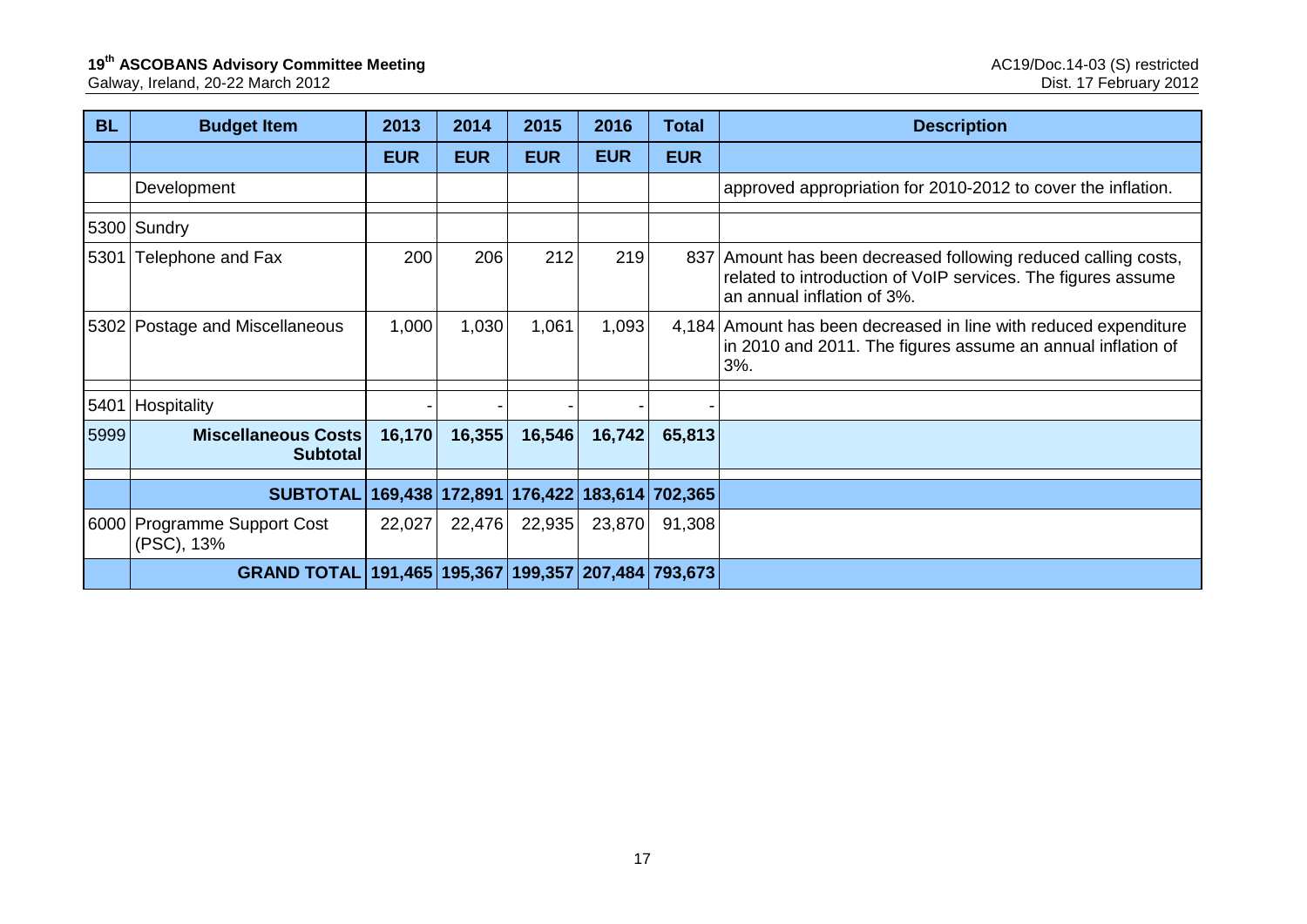| BL | Budget Item | 2013 | 2014 | 2015 | 2016 | Total | Description |
|---|---|---|---|---|---|---|---|
| | | EUR | EUR | EUR | EUR | EUR | |
| | Development | | | | | | approved appropriation for 2010-2012 to cover the inflation. |
| | | | | | | | |
| 5300 | Sundry | | | | | | |
| 5301 | Telephone and Fax | 200 | 206 | 212 | 219 | 837 | Amount has been decreased following reduced calling costs, related to introduction of VoIP services. The figures assume an annual inflation of 3%. |
| 5302 | Postage and Miscellaneous | 1,000 | 1,030 | 1,061 | 1,093 | 4,184 | Amount has been decreased in line with reduced expenditure in 2010 and 2011. The figures assume an annual inflation of 3%. |
| | | | | | | | |
| 5401 | Hospitality | - | - | - | - | - | |
| 5999 | **Miscellaneous Costs Subtotal** | **16,170** | **16,355** | **16,546** | **16,742** | **65,813** | |
| | | | | | | | |
| | **SUBTOTAL** | **169,438** | **172,891** | **176,422** | **183,614** | **702,365** | |
| 6000 | Programme Support Cost (PSC), 13% | 22,027 | 22,476 | 22,935 | 23,870 | 91,308 | |
| | **GRAND TOTAL** | **191,465** | **195,367** | **199,357** | **207,484** | **793,673** | |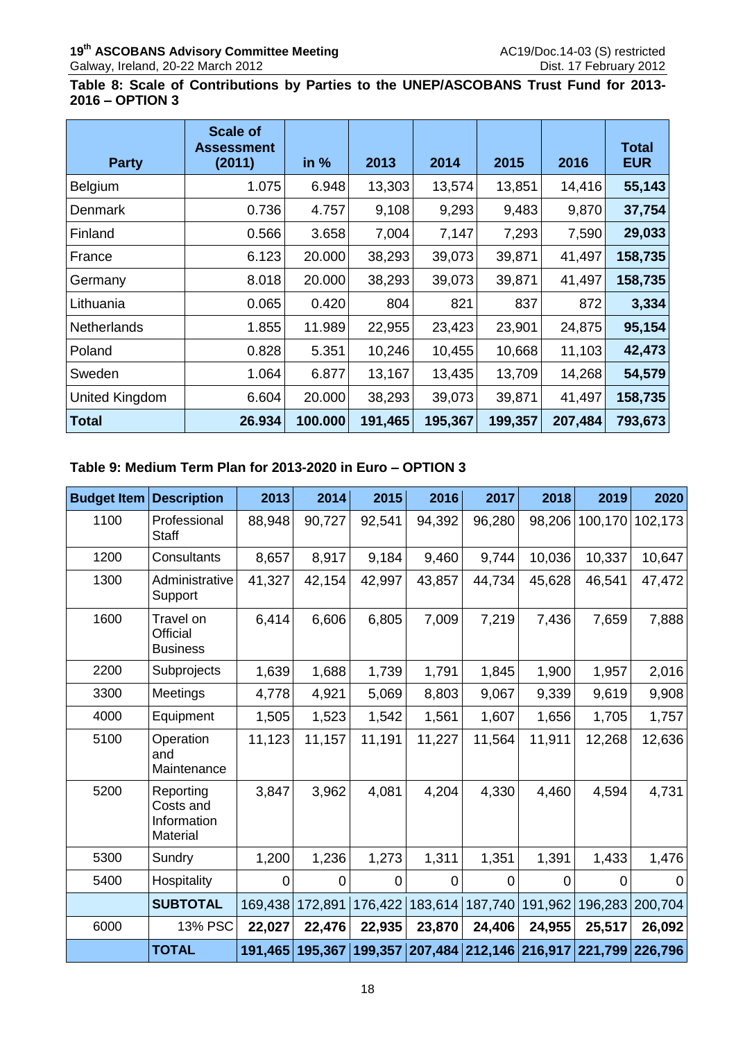**Table 8: Scale of Contributions by Parties to the UNEP/ASCOBANS Trust Fund for 2013-2016 – OPTION 3**

| Party | Scale of Assessment (2011) | in % | 2013 | 2014 | 2015 | 2016 | Total EUR |
|---|---|---|---|---|---|---|---|
| Belgium | 1.075 | 6.948 | 13,303 | 13,574 | 13,851 | 14,416 | **55,143** |
| Denmark | 0.736 | 4.757 | 9,108 | 9,293 | 9,483 | 9,870 | **37,754** |
| Finland | 0.566 | 3.658 | 7,004 | 7,147 | 7,293 | 7,590 | **29,033** |
| France | 6.123 | 20.000 | 38,293 | 39,073 | 39,871 | 41,497 | **158,735** |
| Germany | 8.018 | 20.000 | 38,293 | 39,073 | 39,871 | 41,497 | **158,735** |
| Lithuania | 0.065 | 0.420 | 804 | 821 | 837 | 872 | **3,334** |
| Netherlands | 1.855 | 11.989 | 22,955 | 23,423 | 23,901 | 24,875 | **95,154** |
| Poland | 0.828 | 5.351 | 10,246 | 10,455 | 10,668 | 11,103 | **42,473** |
| Sweden | 1.064 | 6.877 | 13,167 | 13,435 | 13,709 | 14,268 | **54,579** |
| United Kingdom | 6.604 | 20.000 | 38,293 | 39,073 | 39,871 | 41,497 | **158,735** |
| **Total** | **26.934** | **100.000** | **191,465** | **195,367** | **199,357** | **207,484** | **793,673** |

**Table 9: Medium Term Plan for 2013-2020 in Euro – OPTION 3**

| Budget Item | Description | 2013 | 2014 | 2015 | 2016 | 2017 | 2018 | 2019 | 2020 |
|---|---|---|---|---|---|---|---|---|---|
| 1100 | Professional Staff | 88,948 | 90,727 | 92,541 | 94,392 | 96,280 | 98,206 | 100,170 | 102,173 |
| 1200 | Consultants | 8,657 | 8,917 | 9,184 | 9,460 | 9,744 | 10,036 | 10,337 | 10,647 |
| 1300 | Administrative Support | 41,327 | 42,154 | 42,997 | 43,857 | 44,734 | 45,628 | 46,541 | 47,472 |
| 1600 | Travel on Official Business | 6,414 | 6,606 | 6,805 | 7,009 | 7,219 | 7,436 | 7,659 | 7,888 |
| 2200 | Subprojects | 1,639 | 1,688 | 1,739 | 1,791 | 1,845 | 1,900 | 1,957 | 2,016 |
| 3300 | Meetings | 4,778 | 4,921 | 5,069 | 8,803 | 9,067 | 9,339 | 9,619 | 9,908 |
| 4000 | Equipment | 1,505 | 1,523 | 1,542 | 1,561 | 1,607 | 1,656 | 1,705 | 1,757 |
| 5100 | Operation and Maintenance | 11,123 | 11,157 | 11,191 | 11,227 | 11,564 | 11,911 | 12,268 | 12,636 |
| 5200 | Reporting Costs and Information Material | 3,847 | 3,962 | 4,081 | 4,204 | 4,330 | 4,460 | 4,594 | 4,731 |
| 5300 | Sundry | 1,200 | 1,236 | 1,273 | 1,311 | 1,351 | 1,391 | 1,433 | 1,476 |
| 5400 | Hospitality | 0 | 0 | 0 | 0 | 0 | 0 | 0 | 0 |
| | **SUBTOTAL** | 169,438 | 172,891 | 176,422 | 183,614 | 187,740 | 191,962 | 196,283 | 200,704 |
| 6000 | 13% PSC | **22,027** | **22,476** | **22,935** | **23,870** | **24,406** | **24,955** | **25,517** | **26,092** |
| | **TOTAL** | **191,465** | **195,367** | **199,357** | **207,484** | **212,146** | **216,917** | **221,799** | **226,796** |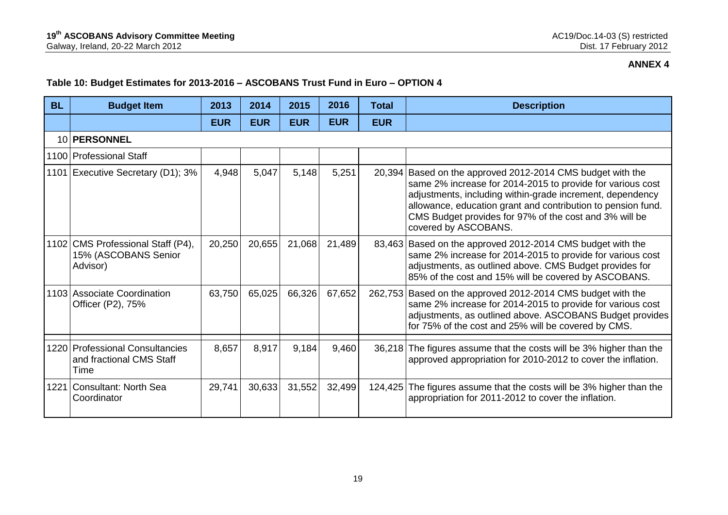**ANNEX 4**

**Table 10: Budget Estimates for 2013-2016 – ASCOBANS Trust Fund in Euro – OPTION 4**

| BL | Budget Item | 2013 | 2014 | 2015 | 2016 | Total | Description |
|---|---|---|---|---|---|---|---|
| | | EUR | EUR | EUR | EUR | EUR | |
| 10 | **PERSONNEL** | | | | | | |
| 1100 | Professional Staff | | | | | | |
| 1101 | Executive Secretary (D1); 3% | 4,948 | 5,047 | 5,148 | 5,251 | 20,394 | Based on the approved 2012-2014 CMS budget with the same 2% increase for 2014-2015 to provide for various cost adjustments, including within-grade increment, dependency allowance, education grant and contribution to pension fund. CMS Budget provides for 97% of the cost and 3% will be covered by ASCOBANS. |
| 1102 | CMS Professional Staff (P4), 15% (ASCOBANS Senior Advisor) | 20,250 | 20,655 | 21,068 | 21,489 | 83,463 | Based on the approved 2012-2014 CMS budget with the same 2% increase for 2014-2015 to provide for various cost adjustments, as outlined above. CMS Budget provides for 85% of the cost and 15% will be covered by ASCOBANS. |
| 1103 | Associate Coordination Officer (P2), 75% | 63,750 | 65,025 | 66,326 | 67,652 | 262,753 | Based on the approved 2012-2014 CMS budget with the same 2% increase for 2014-2015 to provide for various cost adjustments, as outlined above. ASCOBANS Budget provides for 75% of the cost and 25% will be covered by CMS. |
| | | | | | | | |
| 1220 | Professional Consultancies and fractional CMS Staff Time | 8,657 | 8,917 | 9,184 | 9,460 | 36,218 | The figures assume that the costs will be 3% higher than the approved appropriation for 2010-2012 to cover the inflation. |
| 1221 | Consultant: North Sea Coordinator | 29,741 | 30,633 | 31,552 | 32,499 | 124,425 | The figures assume that the costs will be 3% higher than the appropriation for 2011-2012 to cover the inflation. |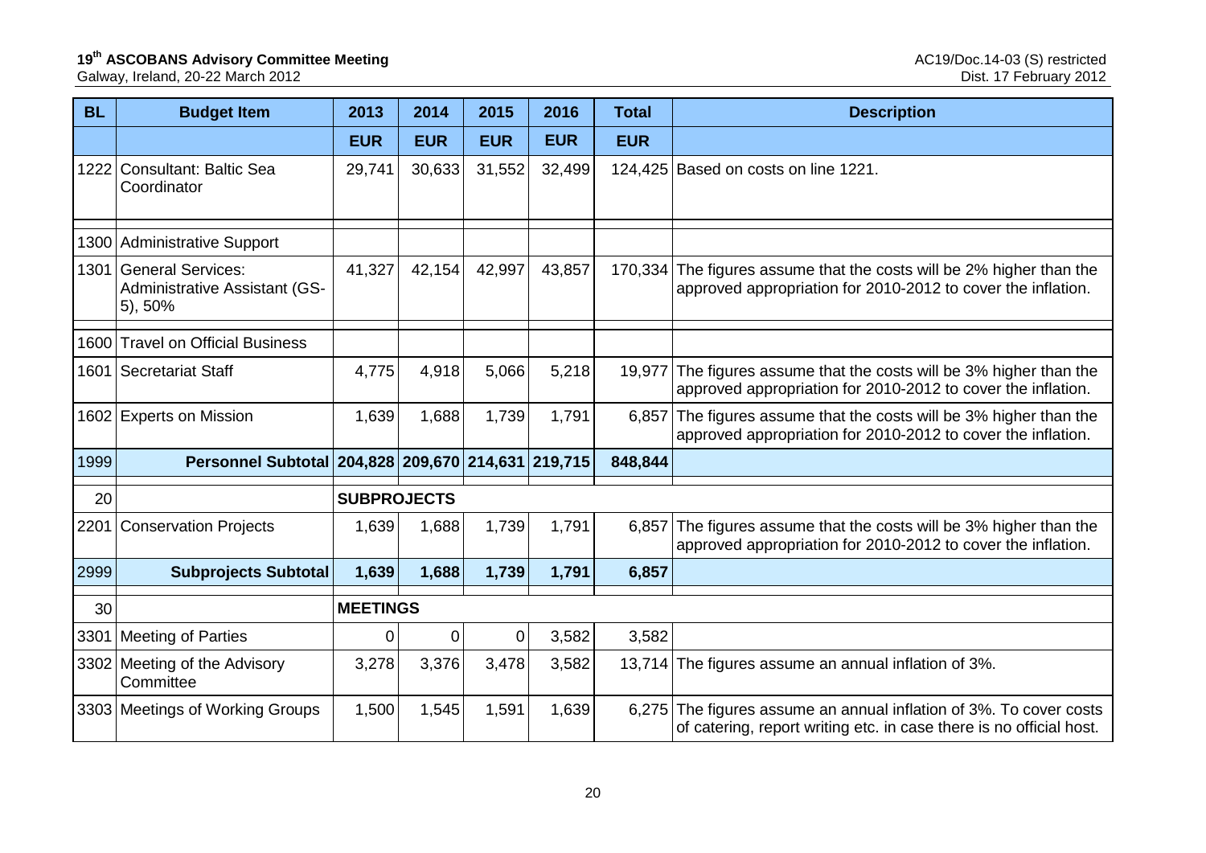| BL | Budget Item | 2013 | 2014 | 2015 | 2016 | Total | Description |
|---|---|---|---|---|---|---|---|
| | | EUR | EUR | EUR | EUR | EUR | |
| 1222 | Consultant: Baltic Sea Coordinator | 29,741 | 30,633 | 31,552 | 32,499 | 124,425 | Based on costs on line 1221. |
| 1300 | Administrative Support | | | | | | |
| 1301 | General Services: Administrative Assistant (GS-5), 50% | 41,327 | 42,154 | 42,997 | 43,857 | 170,334 | The figures assume that the costs will be 2% higher than the approved appropriation for 2010-2012 to cover the inflation. |
| 1600 | Travel on Official Business | | | | | | |
| 1601 | Secretariat Staff | 4,775 | 4,918 | 5,066 | 5,218 | 19,977 | The figures assume that the costs will be 3% higher than the approved appropriation for 2010-2012 to cover the inflation. |
| 1602 | Experts on Mission | 1,639 | 1,688 | 1,739 | 1,791 | 6,857 | The figures assume that the costs will be 3% higher than the approved appropriation for 2010-2012 to cover the inflation. |
| 1999 | **Personnel Subtotal** | **204,828** | **209,670** | **214,631** | **219,715** | **848,844** | |
| 20 | | **SUBPROJECTS** | | | | | |
| 2201 | Conservation Projects | 1,639 | 1,688 | 1,739 | 1,791 | 6,857 | The figures assume that the costs will be 3% higher than the approved appropriation for 2010-2012 to cover the inflation. |
| 2999 | **Subprojects Subtotal** | **1,639** | **1,688** | **1,739** | **1,791** | **6,857** | |
| 30 | | **MEETINGS** | | | | | |
| 3301 | Meeting of Parties | 0 | 0 | 0 | 3,582 | 3,582 | |
| 3302 | Meeting of the Advisory Committee | 3,278 | 3,376 | 3,478 | 3,582 | 13,714 | The figures assume an annual inflation of 3%. |
| 3303 | Meetings of Working Groups | 1,500 | 1,545 | 1,591 | 1,639 | 6,275 | The figures assume an annual inflation of 3%. To cover costs of catering, report writing etc. in case there is no official host. |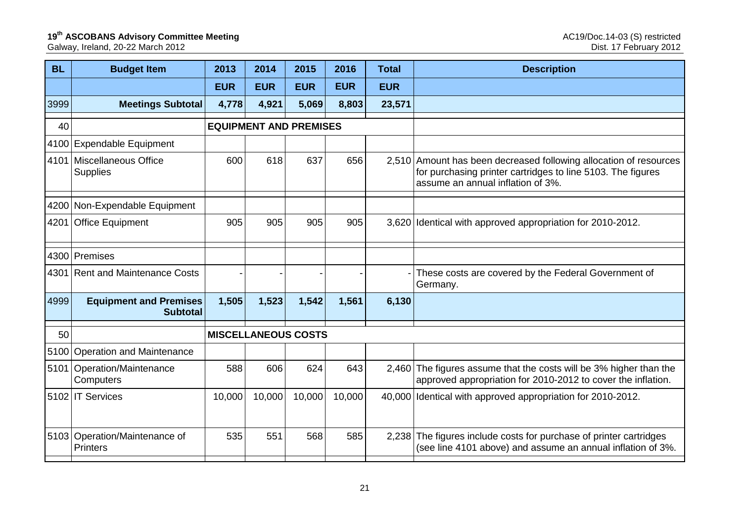| BL | Budget Item | 2013 | 2014 | 2015 | 2016 | Total | Description |
|---|---|---|---|---|---|---|---|
| | | EUR | EUR | EUR | EUR | EUR | |
| 3999 | **Meetings Subtotal** | **4,778** | **4,921** | **5,069** | **8,803** | **23,571** | |
| 40 | | **EQUIPMENT AND PREMISES** | | | | | |
| 4100 | Expendable Equipment | | | | | | |
| 4101 | Miscellaneous Office Supplies | 600 | 618 | 637 | 656 | 2,510 | Amount has been decreased following allocation of resources for purchasing printer cartridges to line 5103. The figures assume an annual inflation of 3%. |
| 4200 | Non-Expendable Equipment | | | | | | |
| 4201 | Office Equipment | 905 | 905 | 905 | 905 | 3,620 | Identical with approved appropriation for 2010-2012. |
| 4300 | Premises | | | | | | |
| 4301 | Rent and Maintenance Costs | - | - | - | - | - | These costs are covered by the Federal Government of Germany. |
| 4999 | **Equipment and Premises Subtotal** | **1,505** | **1,523** | **1,542** | **1,561** | **6,130** | |
| 50 | | **MISCELLANEOUS COSTS** | | | | | |
| 5100 | Operation and Maintenance | | | | | | |
| 5101 | Operation/Maintenance Computers | 588 | 606 | 624 | 643 | 2,460 | The figures assume that the costs will be 3% higher than the approved appropriation for 2010-2012 to cover the inflation. |
| 5102 | IT Services | 10,000 | 10,000 | 10,000 | 10,000 | 40,000 | Identical with approved appropriation for 2010-2012. |
| 5103 | Operation/Maintenance of Printers | 535 | 551 | 568 | 585 | 2,238 | The figures include costs for purchase of printer cartridges (see line 4101 above) and assume an annual inflation of 3%. |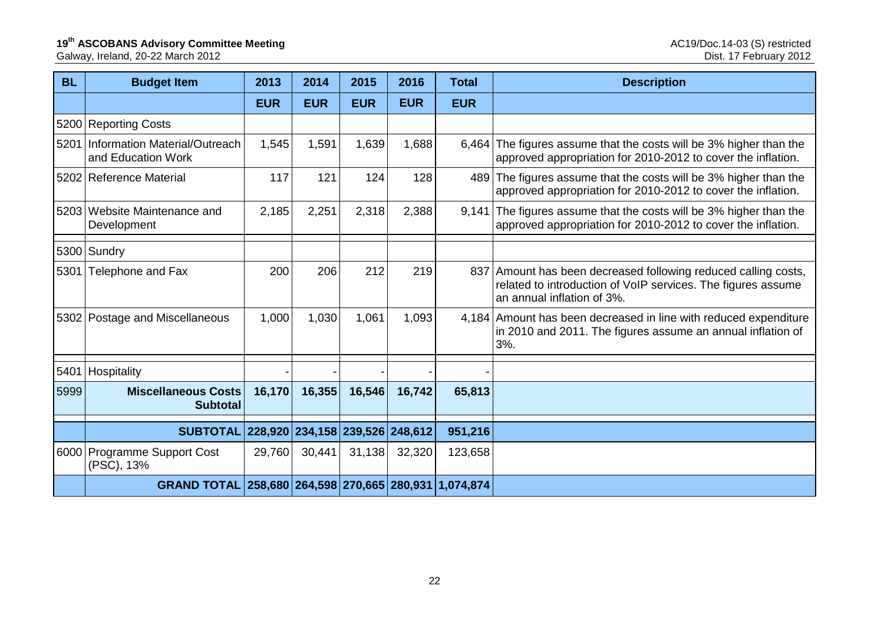| BL | Budget Item | 2013 | 2014 | 2015 | 2016 | Total | Description |
|---|---|---|---|---|---|---|---|
| | | EUR | EUR | EUR | EUR | EUR | |
| 5200 | Reporting Costs | | | | | | |
| 5201 | Information Material/Outreach and Education Work | 1,545 | 1,591 | 1,639 | 1,688 | 6,464 | The figures assume that the costs will be 3% higher than the approved appropriation for 2010-2012 to cover the inflation. |
| 5202 | Reference Material | 117 | 121 | 124 | 128 | 489 | The figures assume that the costs will be 3% higher than the approved appropriation for 2010-2012 to cover the inflation. |
| 5203 | Website Maintenance and Development | 2,185 | 2,251 | 2,318 | 2,388 | 9,141 | The figures assume that the costs will be 3% higher than the approved appropriation for 2010-2012 to cover the inflation. |
| 5300 | Sundry | | | | | | |
| 5301 | Telephone and Fax | 200 | 206 | 212 | 219 | 837 | Amount has been decreased following reduced calling costs, related to introduction of VoIP services. The figures assume an annual inflation of 3%. |
| 5302 | Postage and Miscellaneous | 1,000 | 1,030 | 1,061 | 1,093 | 4,184 | Amount has been decreased in line with reduced expenditure in 2010 and 2011. The figures assume an annual inflation of 3%. |
| 5401 | Hospitality | - | - | - | - | - | |
| 5999 | **Miscellaneous Costs Subtotal** | **16,170** | **16,355** | **16,546** | **16,742** | **65,813** | |
| | **SUBTOTAL** | **228,920** | **234,158** | **239,526** | **248,612** | **951,216** | |
| 6000 | Programme Support Cost (PSC), 13% | 29,760 | 30,441 | 31,138 | 32,320 | 123,658 | |
| | **GRAND TOTAL** | **258,680** | **264,598** | **270,665** | **280,931** | **1,074,874** | |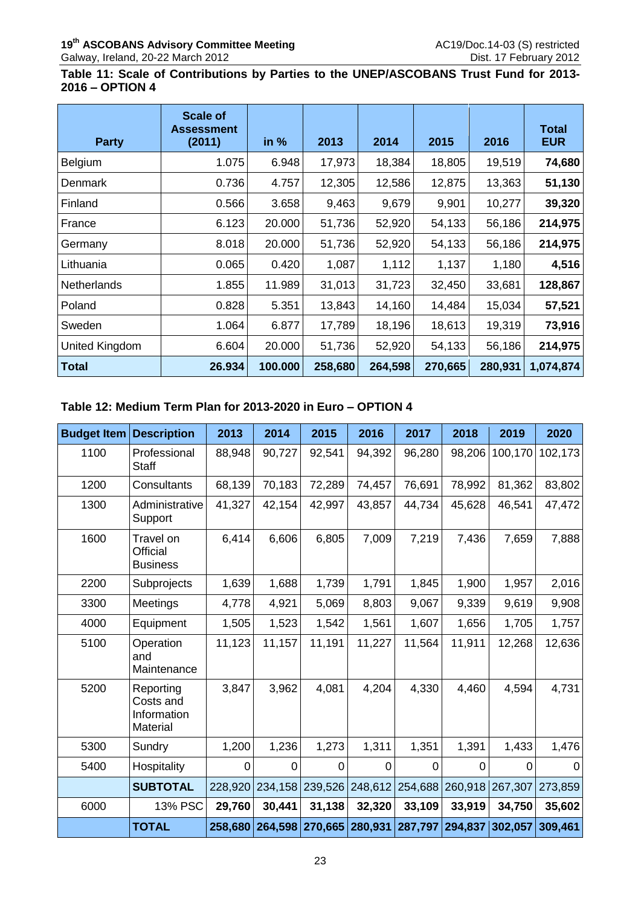**Table 11: Scale of Contributions by Parties to the UNEP/ASCOBANS Trust Fund for 2013-2016 – OPTION 4**

| Party | Scale of Assessment (2011) | in % | 2013 | 2014 | 2015 | 2016 | Total EUR |
|---|---|---|---|---|---|---|---|
| Belgium | 1.075 | 6.948 | 17,973 | 18,384 | 18,805 | 19,519 | **74,680** |
| Denmark | 0.736 | 4.757 | 12,305 | 12,586 | 12,875 | 13,363 | **51,130** |
| Finland | 0.566 | 3.658 | 9,463 | 9,679 | 9,901 | 10,277 | **39,320** |
| France | 6.123 | 20.000 | 51,736 | 52,920 | 54,133 | 56,186 | **214,975** |
| Germany | 8.018 | 20.000 | 51,736 | 52,920 | 54,133 | 56,186 | **214,975** |
| Lithuania | 0.065 | 0.420 | 1,087 | 1,112 | 1,137 | 1,180 | **4,516** |
| Netherlands | 1.855 | 11.989 | 31,013 | 31,723 | 32,450 | 33,681 | **128,867** |
| Poland | 0.828 | 5.351 | 13,843 | 14,160 | 14,484 | 15,034 | **57,521** |
| Sweden | 1.064 | 6.877 | 17,789 | 18,196 | 18,613 | 19,319 | **73,916** |
| United Kingdom | 6.604 | 20.000 | 51,736 | 52,920 | 54,133 | 56,186 | **214,975** |
| **Total** | **26.934** | **100.000** | **258,680** | **264,598** | **270,665** | **280,931** | **1,074,874** |

**Table 12: Medium Term Plan for 2013-2020 in Euro – OPTION 4**

| Budget Item | Description | 2013 | 2014 | 2015 | 2016 | 2017 | 2018 | 2019 | 2020 |
|---|---|---|---|---|---|---|---|---|---|
| 1100 | Professional Staff | 88,948 | 90,727 | 92,541 | 94,392 | 96,280 | 98,206 | 100,170 | 102,173 |
| 1200 | Consultants | 68,139 | 70,183 | 72,289 | 74,457 | 76,691 | 78,992 | 81,362 | 83,802 |
| 1300 | Administrative Support | 41,327 | 42,154 | 42,997 | 43,857 | 44,734 | 45,628 | 46,541 | 47,472 |
| 1600 | Travel on Official Business | 6,414 | 6,606 | 6,805 | 7,009 | 7,219 | 7,436 | 7,659 | 7,888 |
| 2200 | Subprojects | 1,639 | 1,688 | 1,739 | 1,791 | 1,845 | 1,900 | 1,957 | 2,016 |
| 3300 | Meetings | 4,778 | 4,921 | 5,069 | 8,803 | 9,067 | 9,339 | 9,619 | 9,908 |
| 4000 | Equipment | 1,505 | 1,523 | 1,542 | 1,561 | 1,607 | 1,656 | 1,705 | 1,757 |
| 5100 | Operation and Maintenance | 11,123 | 11,157 | 11,191 | 11,227 | 11,564 | 11,911 | 12,268 | 12,636 |
| 5200 | Reporting Costs and Information Material | 3,847 | 3,962 | 4,081 | 4,204 | 4,330 | 4,460 | 4,594 | 4,731 |
| 5300 | Sundry | 1,200 | 1,236 | 1,273 | 1,311 | 1,351 | 1,391 | 1,433 | 1,476 |
| 5400 | Hospitality | 0 | 0 | 0 | 0 | 0 | 0 | 0 | 0 |
| | **SUBTOTAL** | 228,920 | 234,158 | 239,526 | 248,612 | 254,688 | 260,918 | 267,307 | 273,859 |
| 6000 | 13% PSC | **29,760** | **30,441** | **31,138** | **32,320** | **33,109** | **33,919** | **34,750** | **35,602** |
| | **TOTAL** | **258,680** | **264,598** | **270,665** | **280,931** | **287,797** | **294,837** | **302,057** | **309,461** |